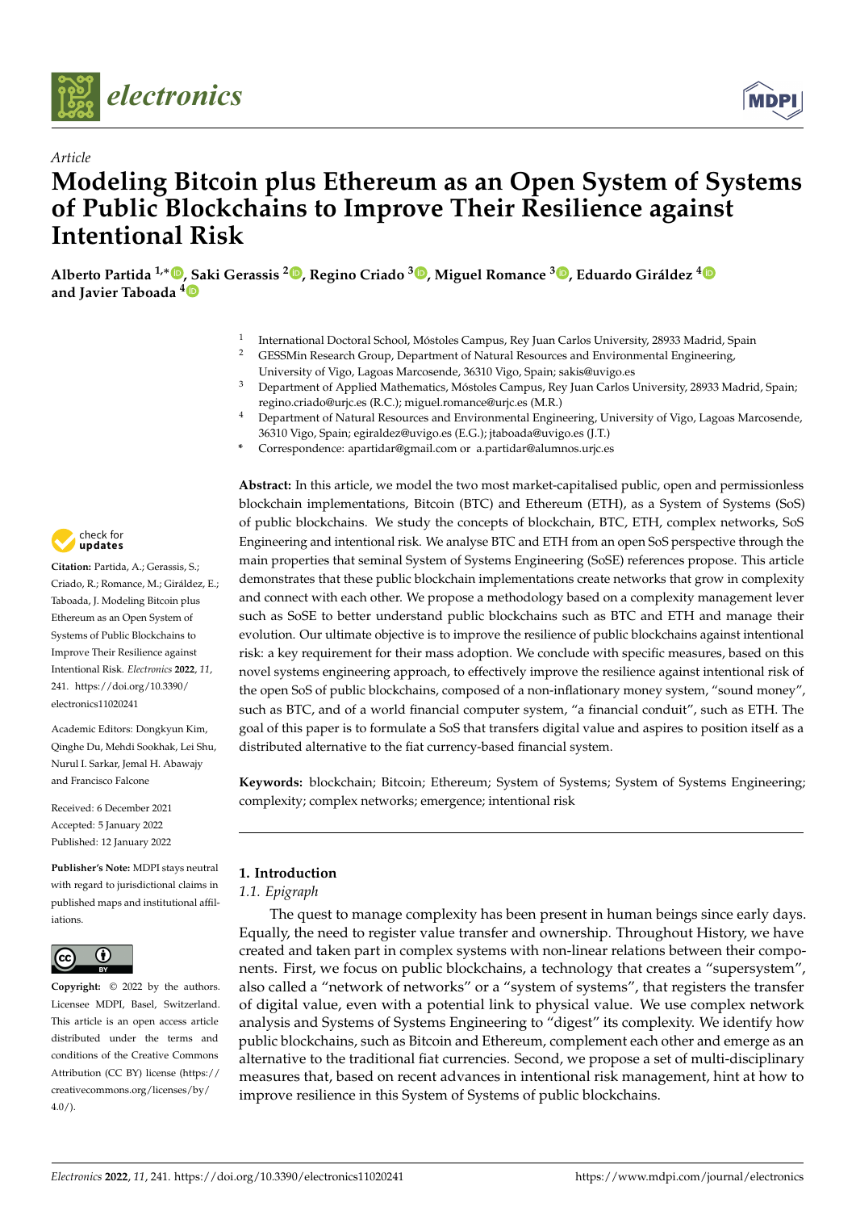*Article*

# Modeling Bitcoin plus Ethereum as an Open System of Systems of Public Blockchains to Improve Their Resilience against Intentional Risk

**Alberto Partida [1,*], Saki Gerassis [2], Regino Criado [3], Miguel Romance [3], Eduardo Giráldez [4] and Javier Taboada [4]**

[1] International Doctoral School, Móstoles Campus, Rey Juan Carlos University, 28933 Madrid, Spain
[2] GESSMin Research Group, Department of Natural Resources and Environmental Engineering, University of Vigo, Lagoas Marcosende, 36310 Vigo, Spain; sakis@uvigo.es
[3] Department of Applied Mathematics, Móstoles Campus, Rey Juan Carlos University, 28933 Madrid, Spain; regino.criado@urjc.es (R.C.); miguel.romance@urjc.es (M.R.)
[4] Department of Natural Resources and Environmental Engineering, University of Vigo, Lagoas Marcosende, 36310 Vigo, Spain; egiraldez@uvigo.es (E.G.); jtaboada@uvigo.es (J.T.)
\* Correspondence: apartidar@gmail.com or a.partidar@alumnos.urjc.es

**Citation:** Partida, A.; Gerassis, S.; Criado, R.; Romance, M.; Giráldez, E.; Taboada, J. Modeling Bitcoin plus Ethereum as an Open System of Systems of Public Blockchains to Improve Their Resilience against Intentional Risk. *Electronics* **2022**, *11*, 241. https://doi.org/10.3390/electronics11020241

Academic Editors: Dongkyun Kim, Qinghe Du, Mehdi Sookhak, Lei Shu, Nurul I. Sarkar, Jemal H. Abawajy and Francisco Falcone

Received: 6 December 2021
Accepted: 5 January 2022
Published: 12 January 2022

**Publisher's Note:** MDPI stays neutral with regard to jurisdictional claims in published maps and institutional affiliations.

**Copyright:** © 2022 by the authors. Licensee MDPI, Basel, Switzerland. This article is an open access article distributed under the terms and conditions of the Creative Commons Attribution (CC BY) license (https://creativecommons.org/licenses/by/4.0/).

**Abstract:** In this article, we model the two most market-capitalised public, open and permissionless blockchain implementations, Bitcoin (BTC) and Ethereum (ETH), as a System of Systems (SoS) of public blockchains. We study the concepts of blockchain, BTC, ETH, complex networks, SoS Engineering and intentional risk. We analyse BTC and ETH from an open SoS perspective through the main properties that seminal System of Systems Engineering (SoSE) references propose. This article demonstrates that these public blockchain implementations create networks that grow in complexity and connect with each other. We propose a methodology based on a complexity management lever such as SoSE to better understand public blockchains such as BTC and ETH and manage their evolution. Our ultimate objective is to improve the resilience of public blockchains against intentional risk: a key requirement for their mass adoption. We conclude with specific measures, based on this novel systems engineering approach, to effectively improve the resilience against intentional risk of the open SoS of public blockchains, composed of a non-inflationary money system, "sound money", such as BTC, and of a world financial computer system, "a financial conduit", such as ETH. The goal of this paper is to formulate a SoS that transfers digital value and aspires to position itself as a distributed alternative to the fiat currency-based financial system.

**Keywords:** blockchain; Bitcoin; Ethereum; System of Systems; System of Systems Engineering; complexity; complex networks; emergence; intentional risk

## 1. Introduction

### 1.1. Epigraph

The quest to manage complexity has been present in human beings since early days. Equally, the need to register value transfer and ownership. Throughout History, we have created and taken part in complex systems with non-linear relations between their components. First, we focus on public blockchains, a technology that creates a "supersystem", also called a "network of networks" or a "system of systems", that registers the transfer of digital value, even with a potential link to physical value. We use complex network analysis and Systems of Systems Engineering to "digest" its complexity. We identify how public blockchains, such as Bitcoin and Ethereum, complement each other and emerge as an alternative to the traditional fiat currencies. Second, we propose a set of multi-disciplinary measures that, based on recent advances in intentional risk management, hint at how to improve resilience in this System of Systems of public blockchains.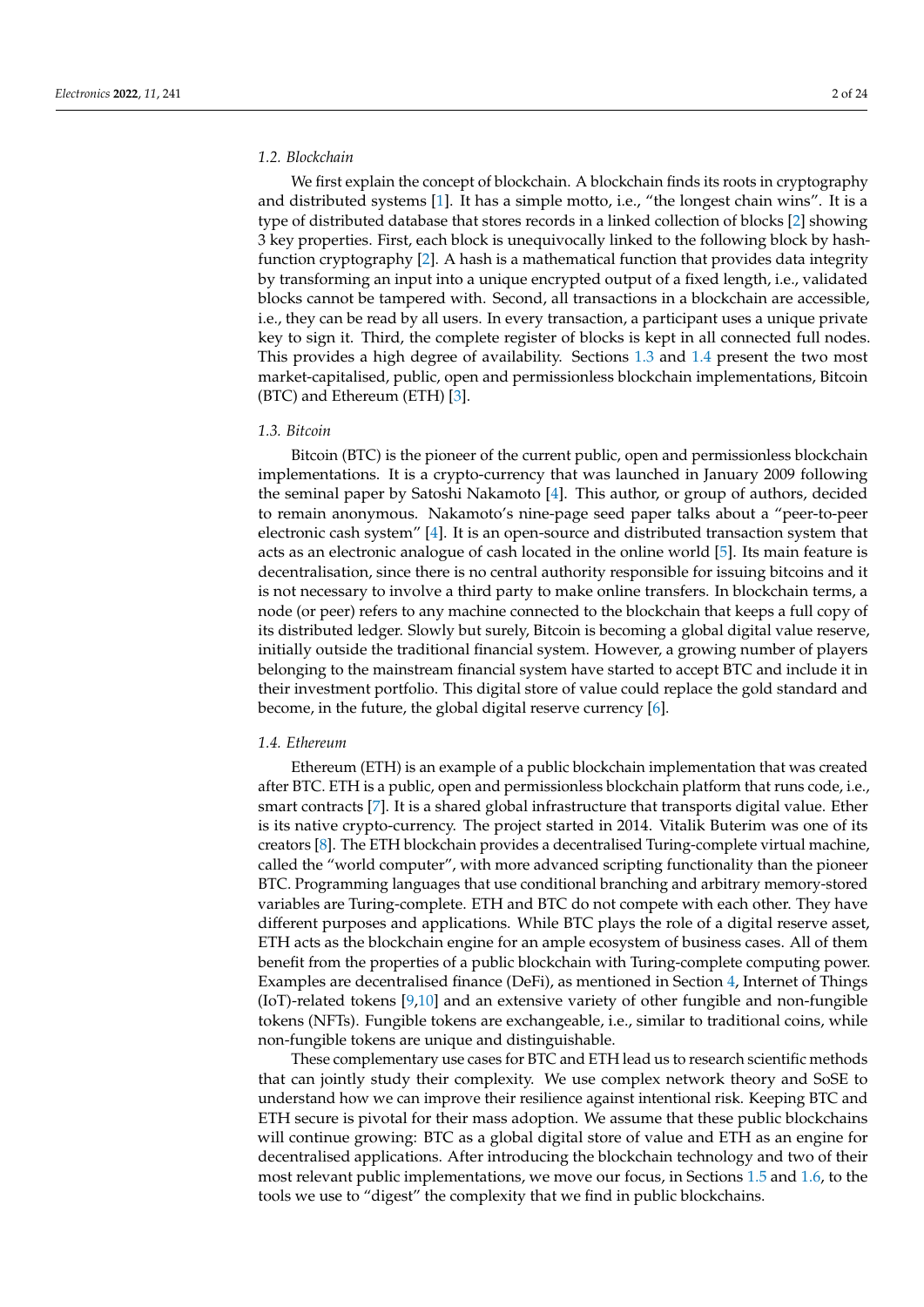### 1.2. Blockchain

We first explain the concept of blockchain. A blockchain finds its roots in cryptography and distributed systems [1]. It has a simple motto, i.e., "the longest chain wins". It is a type of distributed database that stores records in a linked collection of blocks [2] showing 3 key properties. First, each block is unequivocally linked to the following block by hash-function cryptography [2]. A hash is a mathematical function that provides data integrity by transforming an input into a unique encrypted output of a fixed length, i.e., validated blocks cannot be tampered with. Second, all transactions in a blockchain are accessible, i.e., they can be read by all users. In every transaction, a participant uses a unique private key to sign it. Third, the complete register of blocks is kept in all connected full nodes. This provides a high degree of availability. Sections 1.3 and 1.4 present the two most market-capitalised, public, open and permissionless blockchain implementations, Bitcoin (BTC) and Ethereum (ETH) [3].

### 1.3. Bitcoin

Bitcoin (BTC) is the pioneer of the current public, open and permissionless blockchain implementations. It is a crypto-currency that was launched in January 2009 following the seminal paper by Satoshi Nakamoto [4]. This author, or group of authors, decided to remain anonymous. Nakamoto's nine-page seed paper talks about a "peer-to-peer electronic cash system" [4]. It is an open-source and distributed transaction system that acts as an electronic analogue of cash located in the online world [5]. Its main feature is decentralisation, since there is no central authority responsible for issuing bitcoins and it is not necessary to involve a third party to make online transfers. In blockchain terms, a node (or peer) refers to any machine connected to the blockchain that keeps a full copy of its distributed ledger. Slowly but surely, Bitcoin is becoming a global digital value reserve, initially outside the traditional financial system. However, a growing number of players belonging to the mainstream financial system have started to accept BTC and include it in their investment portfolio. This digital store of value could replace the gold standard and become, in the future, the global digital reserve currency [6].

### 1.4. Ethereum

Ethereum (ETH) is an example of a public blockchain implementation that was created after BTC. ETH is a public, open and permissionless blockchain platform that runs code, i.e., smart contracts [7]. It is a shared global infrastructure that transports digital value. Ether is its native crypto-currency. The project started in 2014. Vitalik Buterim was one of its creators [8]. The ETH blockchain provides a decentralised Turing-complete virtual machine, called the "world computer", with more advanced scripting functionality than the pioneer BTC. Programming languages that use conditional branching and arbitrary memory-stored variables are Turing-complete. ETH and BTC do not compete with each other. They have different purposes and applications. While BTC plays the role of a digital reserve asset, ETH acts as the blockchain engine for an ample ecosystem of business cases. All of them benefit from the properties of a public blockchain with Turing-complete computing power. Examples are decentralised finance (DeFi), as mentioned in Section 4, Internet of Things (IoT)-related tokens [9,10] and an extensive variety of other fungible and non-fungible tokens (NFTs). Fungible tokens are exchangeable, i.e., similar to traditional coins, while non-fungible tokens are unique and distinguishable.

These complementary use cases for BTC and ETH lead us to research scientific methods that can jointly study their complexity. We use complex network theory and SoSE to understand how we can improve their resilience against intentional risk. Keeping BTC and ETH secure is pivotal for their mass adoption. We assume that these public blockchains will continue growing: BTC as a global digital store of value and ETH as an engine for decentralised applications. After introducing the blockchain technology and two of their most relevant public implementations, we move our focus, in Sections 1.5 and 1.6, to the tools we use to "digest" the complexity that we find in public blockchains.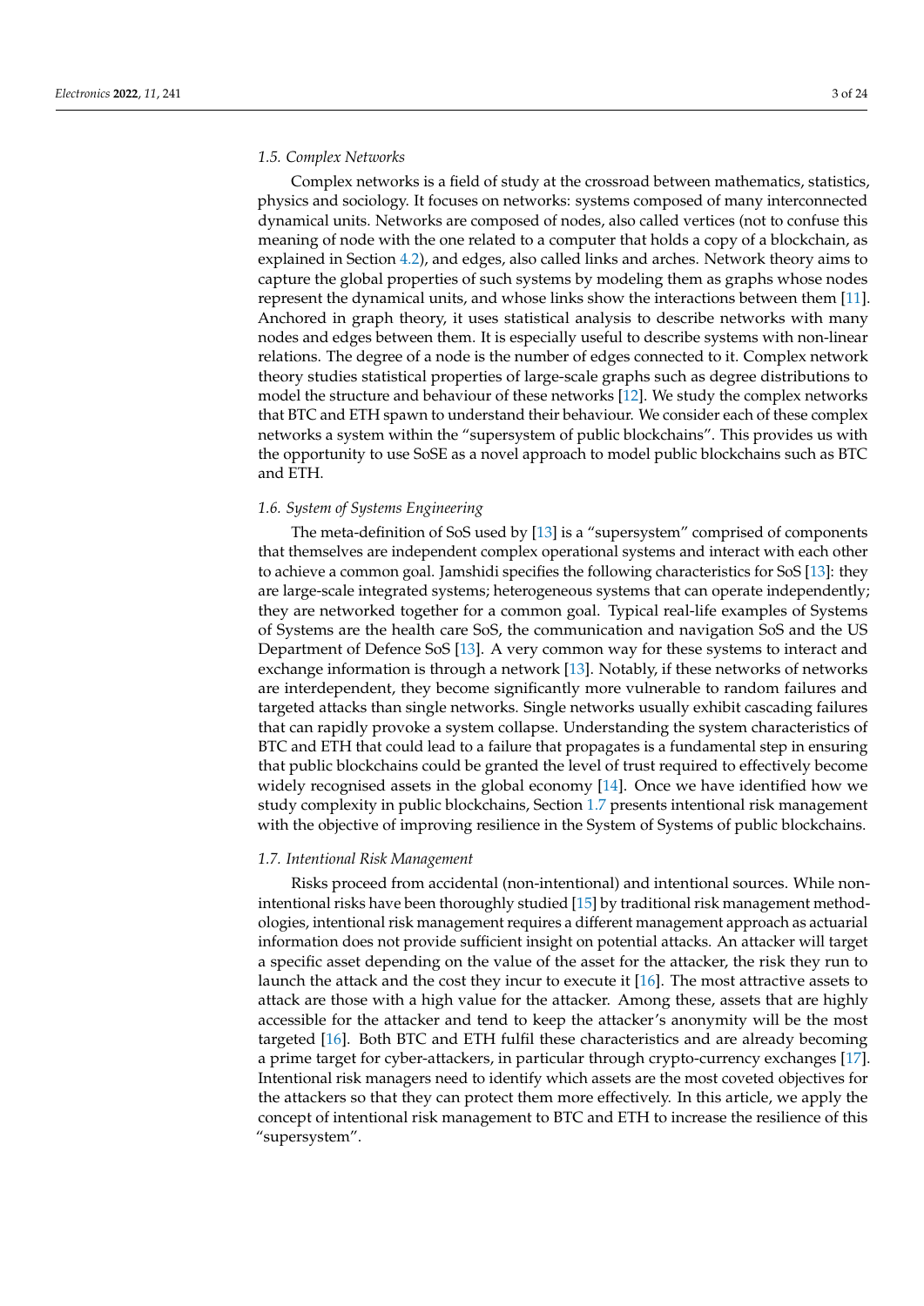### 1.5. Complex Networks

Complex networks is a field of study at the crossroad between mathematics, statistics, physics and sociology. It focuses on networks: systems composed of many interconnected dynamical units. Networks are composed of nodes, also called vertices (not to confuse this meaning of node with the one related to a computer that holds a copy of a blockchain, as explained in Section 4.2), and edges, also called links and arches. Network theory aims to capture the global properties of such systems by modeling them as graphs whose nodes represent the dynamical units, and whose links show the interactions between them [11]. Anchored in graph theory, it uses statistical analysis to describe networks with many nodes and edges between them. It is especially useful to describe systems with non-linear relations. The degree of a node is the number of edges connected to it. Complex network theory studies statistical properties of large-scale graphs such as degree distributions to model the structure and behaviour of these networks [12]. We study the complex networks that BTC and ETH spawn to understand their behaviour. We consider each of these complex networks a system within the "supersystem of public blockchains". This provides us with the opportunity to use SoSE as a novel approach to model public blockchains such as BTC and ETH.

### 1.6. System of Systems Engineering

The meta-definition of SoS used by [13] is a "supersystem" comprised of components that themselves are independent complex operational systems and interact with each other to achieve a common goal. Jamshidi specifies the following characteristics for SoS [13]: they are large-scale integrated systems; heterogeneous systems that can operate independently; they are networked together for a common goal. Typical real-life examples of Systems of Systems are the health care SoS, the communication and navigation SoS and the US Department of Defence SoS [13]. A very common way for these systems to interact and exchange information is through a network [13]. Notably, if these networks of networks are interdependent, they become significantly more vulnerable to random failures and targeted attacks than single networks. Single networks usually exhibit cascading failures that can rapidly provoke a system collapse. Understanding the system characteristics of BTC and ETH that could lead to a failure that propagates is a fundamental step in ensuring that public blockchains could be granted the level of trust required to effectively become widely recognised assets in the global economy [14]. Once we have identified how we study complexity in public blockchains, Section 1.7 presents intentional risk management with the objective of improving resilience in the System of Systems of public blockchains.

### 1.7. Intentional Risk Management

Risks proceed from accidental (non-intentional) and intentional sources. While non-intentional risks have been thoroughly studied [15] by traditional risk management methodologies, intentional risk management requires a different management approach as actuarial information does not provide sufficient insight on potential attacks. An attacker will target a specific asset depending on the value of the asset for the attacker, the risk they run to launch the attack and the cost they incur to execute it [16]. The most attractive assets to attack are those with a high value for the attacker. Among these, assets that are highly accessible for the attacker and tend to keep the attacker's anonymity will be the most targeted [16]. Both BTC and ETH fulfil these characteristics and are already becoming a prime target for cyber-attackers, in particular through crypto-currency exchanges [17]. Intentional risk managers need to identify which assets are the most coveted objectives for the attackers so that they can protect them more effectively. In this article, we apply the concept of intentional risk management to BTC and ETH to increase the resilience of this "supersystem".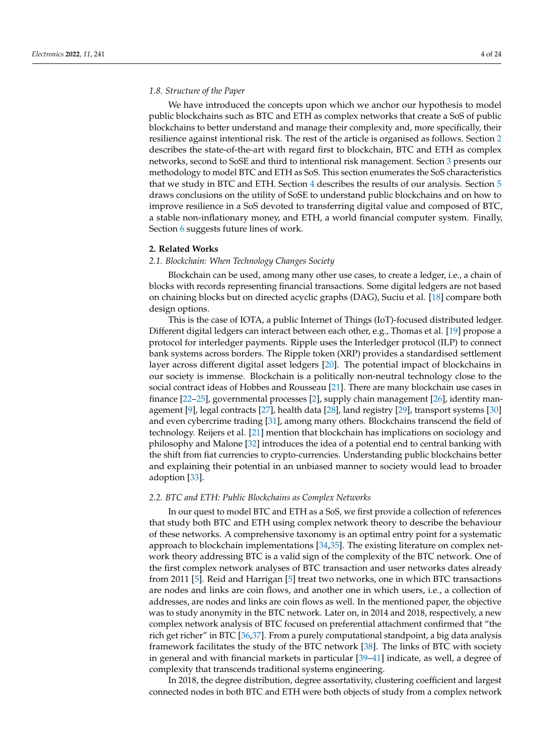### 1.8. Structure of the Paper

We have introduced the concepts upon which we anchor our hypothesis to model public blockchains such as BTC and ETH as complex networks that create a SoS of public blockchains to better understand and manage their complexity and, more specifically, their resilience against intentional risk. The rest of the article is organised as follows. Section 2 describes the state-of-the-art with regard first to blockchain, BTC and ETH as complex networks, second to SoSE and third to intentional risk management. Section 3 presents our methodology to model BTC and ETH as SoS. This section enumerates the SoS characteristics that we study in BTC and ETH. Section 4 describes the results of our analysis. Section 5 draws conclusions on the utility of SoSE to understand public blockchains and on how to improve resilience in a SoS devoted to transferring digital value and composed of BTC, a stable non-inflationary money, and ETH, a world financial computer system. Finally, Section 6 suggests future lines of work.

## 2. Related Works

### 2.1. Blockchain: When Technology Changes Society

Blockchain can be used, among many other use cases, to create a ledger, i.e., a chain of blocks with records representing financial transactions. Some digital ledgers are not based on chaining blocks but on directed acyclic graphs (DAG), Suciu et al. [18] compare both design options.

This is the case of IOTA, a public Internet of Things (IoT)-focused distributed ledger. Different digital ledgers can interact between each other, e.g., Thomas et al. [19] propose a protocol for interledger payments. Ripple uses the Interledger protocol (ILP) to connect bank systems across borders. The Ripple token (XRP) provides a standardised settlement layer across different digital asset ledgers [20]. The potential impact of blockchains in our society is immense. Blockchain is a politically non-neutral technology close to the social contract ideas of Hobbes and Rousseau [21]. There are many blockchain use cases in finance [22–25], governmental processes [2], supply chain management [26], identity management [9], legal contracts [27], health data [28], land registry [29], transport systems [30] and even cybercrime trading [31], among many others. Blockchains transcend the field of technology. Reijers et al. [21] mention that blockchain has implications on sociology and philosophy and Malone [32] introduces the idea of a potential end to central banking with the shift from fiat currencies to crypto-currencies. Understanding public blockchains better and explaining their potential in an unbiased manner to society would lead to broader adoption [33].

### 2.2. BTC and ETH: Public Blockchains as Complex Networks

In our quest to model BTC and ETH as a SoS, we first provide a collection of references that study both BTC and ETH using complex network theory to describe the behaviour of these networks. A comprehensive taxonomy is an optimal entry point for a systematic approach to blockchain implementations [34,35]. The existing literature on complex network theory addressing BTC is a valid sign of the complexity of the BTC network. One of the first complex network analyses of BTC transaction and user networks dates already from 2011 [5]. Reid and Harrigan [5] treat two networks, one in which BTC transactions are nodes and links are coin flows, and another one in which users, i.e., a collection of addresses, are nodes and links are coin flows as well. In the mentioned paper, the objective was to study anonymity in the BTC network. Later on, in 2014 and 2018, respectively, a new complex network analysis of BTC focused on preferential attachment confirmed that "the rich get richer" in BTC [36,37]. From a purely computational standpoint, a big data analysis framework facilitates the study of the BTC network [38]. The links of BTC with society in general and with financial markets in particular [39–41] indicate, as well, a degree of complexity that transcends traditional systems engineering.

In 2018, the degree distribution, degree assortativity, clustering coefficient and largest connected nodes in both BTC and ETH were both objects of study from a complex network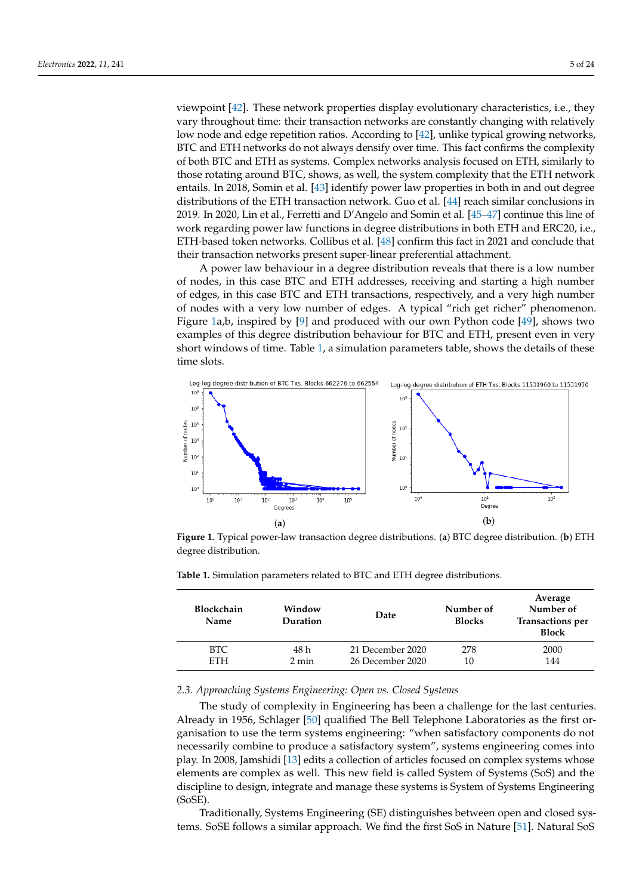viewpoint [42]. These network properties display evolutionary characteristics, i.e., they vary throughout time: their transaction networks are constantly changing with relatively low node and edge repetition ratios. According to [42], unlike typical growing networks, BTC and ETH networks do not always densify over time. This fact confirms the complexity of both BTC and ETH as systems. Complex networks analysis focused on ETH, similarly to those rotating around BTC, shows, as well, the system complexity that the ETH network entails. In 2018, Somin et al. [43] identify power law properties in both in and out degree distributions of the ETH transaction network. Guo et al. [44] reach similar conclusions in 2019. In 2020, Lin et al., Ferretti and D'Angelo and Somin et al. [45–47] continue this line of work regarding power law functions in degree distributions in both ETH and ERC20, i.e., ETH-based token networks. Collibus et al. [48] confirm this fact in 2021 and conclude that their transaction networks present super-linear preferential attachment.

A power law behaviour in a degree distribution reveals that there is a low number of nodes, in this case BTC and ETH addresses, receiving and starting a high number of edges, in this case BTC and ETH transactions, respectively, and a very high number of nodes with a very low number of edges. A typical "rich get richer" phenomenon. Figure 1a,b, inspired by [9] and produced with our own Python code [49], shows two examples of this degree distribution behaviour for BTC and ETH, present even in very short windows of time. Table 1, a simulation parameters table, shows the details of these time slots.

Log-log degree distribution of BTC Txs. Blocks 662276 to 662554

Number of nodes

Degrees

(a)

Log-log degree distribution of ETH Txs. Blocks 11531960 to 11531970

Number of nodes

Degree

(b)

**Figure 1.** Typical power-law transaction degree distributions. (**a**) BTC degree distribution. (**b**) ETH degree distribution.

**Table 1.** Simulation parameters related to BTC and ETH degree distributions.

| Blockchain Name | Window Duration | Date | Number of Blocks | Average Number of Transactions per Block |
|---|---|---|---|---|
| BTC | 48 h | 21 December 2020 | 278 | 2000 |
| ETH | 2 min | 26 December 2020 | 10 | 144 |

### *2.3. Approaching Systems Engineering: Open vs. Closed Systems*

The study of complexity in Engineering has been a challenge for the last centuries. Already in 1956, Schlager [50] qualified The Bell Telephone Laboratories as the first organisation to use the term systems engineering: "when satisfactory components do not necessarily combine to produce a satisfactory system", systems engineering comes into play. In 2008, Jamshidi [13] edits a collection of articles focused on complex systems whose elements are complex as well. This new field is called System of Systems (SoS) and the discipline to design, integrate and manage these systems is System of Systems Engineering (SoSE).

Traditionally, Systems Engineering (SE) distinguishes between open and closed systems. SoSE follows a similar approach. We find the first SoS in Nature [51]. Natural SoS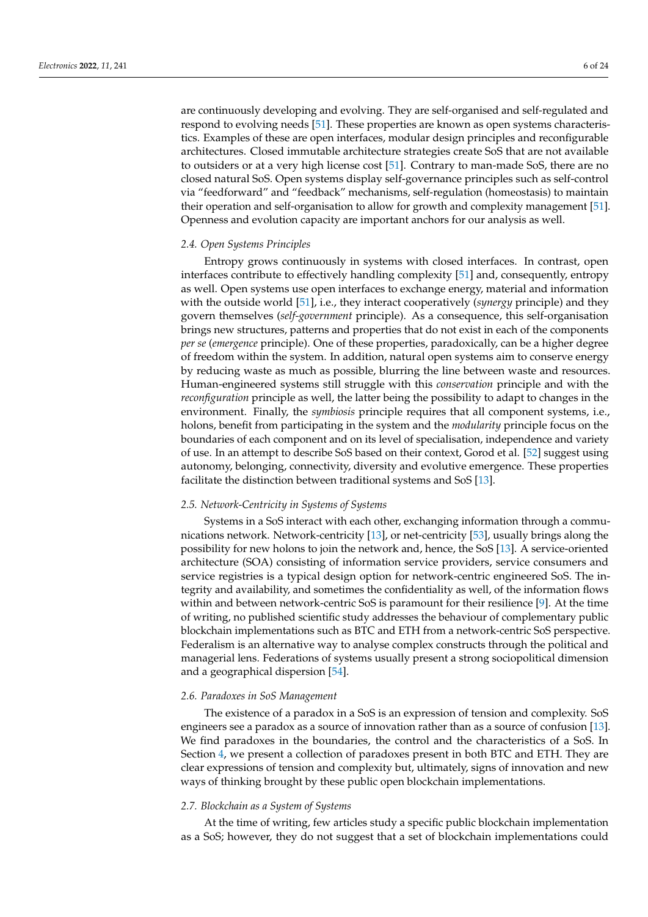are continuously developing and evolving. They are self-organised and self-regulated and respond to evolving needs [51]. These properties are known as open systems characteristics. Examples of these are open interfaces, modular design principles and reconfigurable architectures. Closed immutable architecture strategies create SoS that are not available to outsiders or at a very high license cost [51]. Contrary to man-made SoS, there are no closed natural SoS. Open systems display self-governance principles such as self-control via "feedforward" and "feedback" mechanisms, self-regulation (homeostasis) to maintain their operation and self-organisation to allow for growth and complexity management [51]. Openness and evolution capacity are important anchors for our analysis as well.

### 2.4. Open Systems Principles

Entropy grows continuously in systems with closed interfaces. In contrast, open interfaces contribute to effectively handling complexity [51] and, consequently, entropy as well. Open systems use open interfaces to exchange energy, material and information with the outside world [51], i.e., they interact cooperatively (*synergy* principle) and they govern themselves (*self-government* principle). As a consequence, this self-organisation brings new structures, patterns and properties that do not exist in each of the components *per se* (*emergence* principle). One of these properties, paradoxically, can be a higher degree of freedom within the system. In addition, natural open systems aim to conserve energy by reducing waste as much as possible, blurring the line between waste and resources. Human-engineered systems still struggle with this *conservation* principle and with the *reconfiguration* principle as well, the latter being the possibility to adapt to changes in the environment. Finally, the *symbiosis* principle requires that all component systems, i.e., holons, benefit from participating in the system and the *modularity* principle focus on the boundaries of each component and on its level of specialisation, independence and variety of use. In an attempt to describe SoS based on their context, Gorod et al. [52] suggest using autonomy, belonging, connectivity, diversity and evolutive emergence. These properties facilitate the distinction between traditional systems and SoS [13].

### 2.5. Network-Centricity in Systems of Systems

Systems in a SoS interact with each other, exchanging information through a communications network. Network-centricity [13], or net-centricity [53], usually brings along the possibility for new holons to join the network and, hence, the SoS [13]. A service-oriented architecture (SOA) consisting of information service providers, service consumers and service registries is a typical design option for network-centric engineered SoS. The integrity and availability, and sometimes the confidentiality as well, of the information flows within and between network-centric SoS is paramount for their resilience [9]. At the time of writing, no published scientific study addresses the behaviour of complementary public blockchain implementations such as BTC and ETH from a network-centric SoS perspective. Federalism is an alternative way to analyse complex constructs through the political and managerial lens. Federations of systems usually present a strong sociopolitical dimension and a geographical dispersion [54].

### 2.6. Paradoxes in SoS Management

The existence of a paradox in a SoS is an expression of tension and complexity. SoS engineers see a paradox as a source of innovation rather than as a source of confusion [13]. We find paradoxes in the boundaries, the control and the characteristics of a SoS. In Section 4, we present a collection of paradoxes present in both BTC and ETH. They are clear expressions of tension and complexity but, ultimately, signs of innovation and new ways of thinking brought by these public open blockchain implementations.

### 2.7. Blockchain as a System of Systems

At the time of writing, few articles study a specific public blockchain implementation as a SoS; however, they do not suggest that a set of blockchain implementations could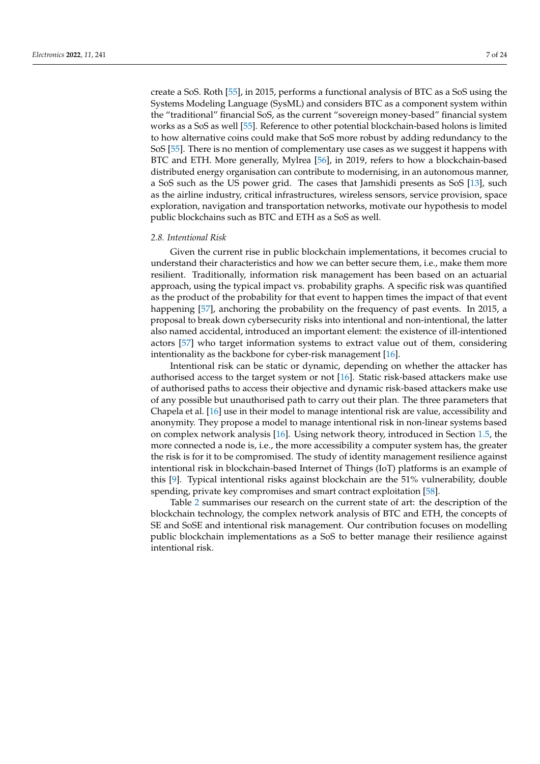create a SoS. Roth [55], in 2015, performs a functional analysis of BTC as a SoS using the Systems Modeling Language (SysML) and considers BTC as a component system within the "traditional" financial SoS, as the current "sovereign money-based" financial system works as a SoS as well [55]. Reference to other potential blockchain-based holons is limited to how alternative coins could make that SoS more robust by adding redundancy to the SoS [55]. There is no mention of complementary use cases as we suggest it happens with BTC and ETH. More generally, Mylrea [56], in 2019, refers to how a blockchain-based distributed energy organisation can contribute to modernising, in an autonomous manner, a SoS such as the US power grid. The cases that Jamshidi presents as SoS [13], such as the airline industry, critical infrastructures, wireless sensors, service provision, space exploration, navigation and transportation networks, motivate our hypothesis to model public blockchains such as BTC and ETH as a SoS as well.

### 2.8. Intentional Risk

Given the current rise in public blockchain implementations, it becomes crucial to understand their characteristics and how we can better secure them, i.e., make them more resilient. Traditionally, information risk management has been based on an actuarial approach, using the typical impact vs. probability graphs. A specific risk was quantified as the product of the probability for that event to happen times the impact of that event happening [57], anchoring the probability on the frequency of past events. In 2015, a proposal to break down cybersecurity risks into intentional and non-intentional, the latter also named accidental, introduced an important element: the existence of ill-intentioned actors [57] who target information systems to extract value out of them, considering intentionality as the backbone for cyber-risk management [16].

Intentional risk can be static or dynamic, depending on whether the attacker has authorised access to the target system or not [16]. Static risk-based attackers make use of authorised paths to access their objective and dynamic risk-based attackers make use of any possible but unauthorised path to carry out their plan. The three parameters that Chapela et al. [16] use in their model to manage intentional risk are value, accessibility and anonymity. They propose a model to manage intentional risk in non-linear systems based on complex network analysis [16]. Using network theory, introduced in Section 1.5, the more connected a node is, i.e., the more accessibility a computer system has, the greater the risk is for it to be compromised. The study of identity management resilience against intentional risk in blockchain-based Internet of Things (IoT) platforms is an example of this [9]. Typical intentional risks against blockchain are the 51% vulnerability, double spending, private key compromises and smart contract exploitation [58].

Table 2 summarises our research on the current state of art: the description of the blockchain technology, the complex network analysis of BTC and ETH, the concepts of SE and SoSE and intentional risk management. Our contribution focuses on modelling public blockchain implementations as a SoS to better manage their resilience against intentional risk.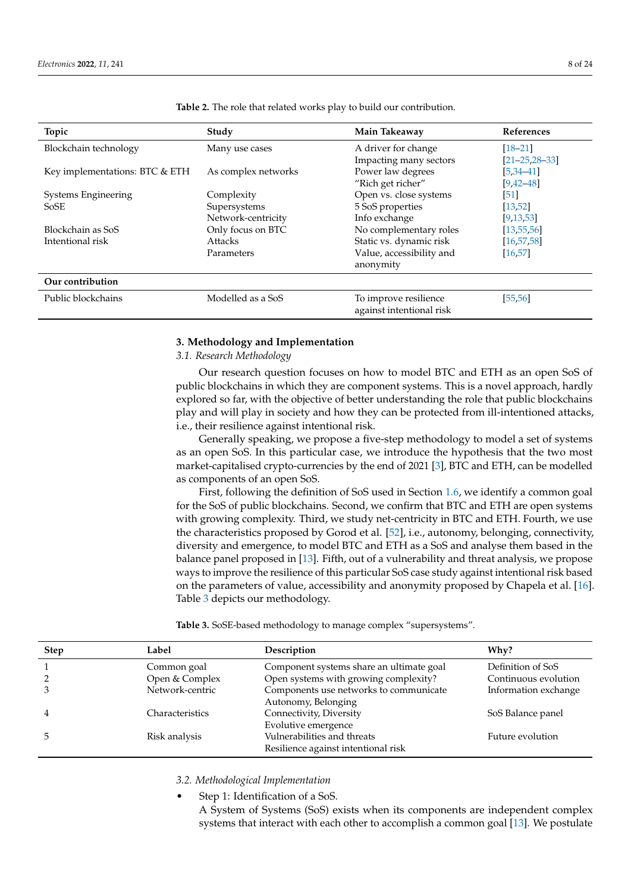Table 2. The role that related works play to build our contribution.

| Topic | Study | Main Takeaway | References |
|---|---|---|---|
| Blockchain technology | Many use cases | A driver for change | [18–21] |
| | | Impacting many sectors | [21–25,28–33] |
| Key implementations: BTC & ETH | As complex networks | Power law degrees | [5,34–41] |
| | | "Rich get richer" | [9,42–48] |
| Systems Engineering | Complexity | Open vs. close systems | [51] |
| SoSE | Supersystems | 5 SoS properties | [13,52] |
| | Network-centricity | Info exchange | [9,13,53] |
| Blockchain as SoS | Only focus on BTC | No complementary roles | [13,55,56] |
| Intentional risk | Attacks | Static vs. dynamic risk | [16,57,58] |
| | Parameters | Value, accessibility and anonymity | [16,57] |
| **Our contribution** | | | |
| Public blockchains | Modelled as a SoS | To improve resilience against intentional risk | [55,56] |

## 3. Methodology and Implementation

### 3.1. Research Methodology

Our research question focuses on how to model BTC and ETH as an open SoS of public blockchains in which they are component systems. This is a novel approach, hardly explored so far, with the objective of better understanding the role that public blockchains play and will play in society and how they can be protected from ill-intentioned attacks, i.e., their resilience against intentional risk.

Generally speaking, we propose a five-step methodology to model a set of systems as an open SoS. In this particular case, we introduce the hypothesis that the two most market-capitalised crypto-currencies by the end of 2021 [3], BTC and ETH, can be modelled as components of an open SoS.

First, following the definition of SoS used in Section 1.6, we identify a common goal for the SoS of public blockchains. Second, we confirm that BTC and ETH are open systems with growing complexity. Third, we study net-centricity in BTC and ETH. Fourth, we use the characteristics proposed by Gorod et al. [52], i.e., autonomy, belonging, connectivity, diversity and emergence, to model BTC and ETH as a SoS and analyse them based in the balance panel proposed in [13]. Fifth, out of a vulnerability and threat analysis, we propose ways to improve the resilience of this particular SoS case study against intentional risk based on the parameters of value, accessibility and anonymity proposed by Chapela et al. [16]. Table 3 depicts our methodology.

Table 3. SoSE-based methodology to manage complex "supersystems".

| Step | Label | Description | Why? |
|---|---|---|---|
| 1 | Common goal | Component systems share an ultimate goal | Definition of SoS |
| 2 | Open & Complex | Open systems with growing complexity? | Continuous evolution |
| 3 | Network-centric | Components use networks to communicate | Information exchange |
| 4 | Characteristics | Autonomy, Belonging<br>Connectivity, Diversity<br>Evolutive emergence | SoS Balance panel |
| 5 | Risk analysis | Vulnerabilities and threats<br>Resilience against intentional risk | Future evolution |

### 3.2. Methodological Implementation

- Step 1: Identification of a SoS.
  A System of Systems (SoS) exists when its components are independent complex systems that interact with each other to accomplish a common goal [13]. We postulate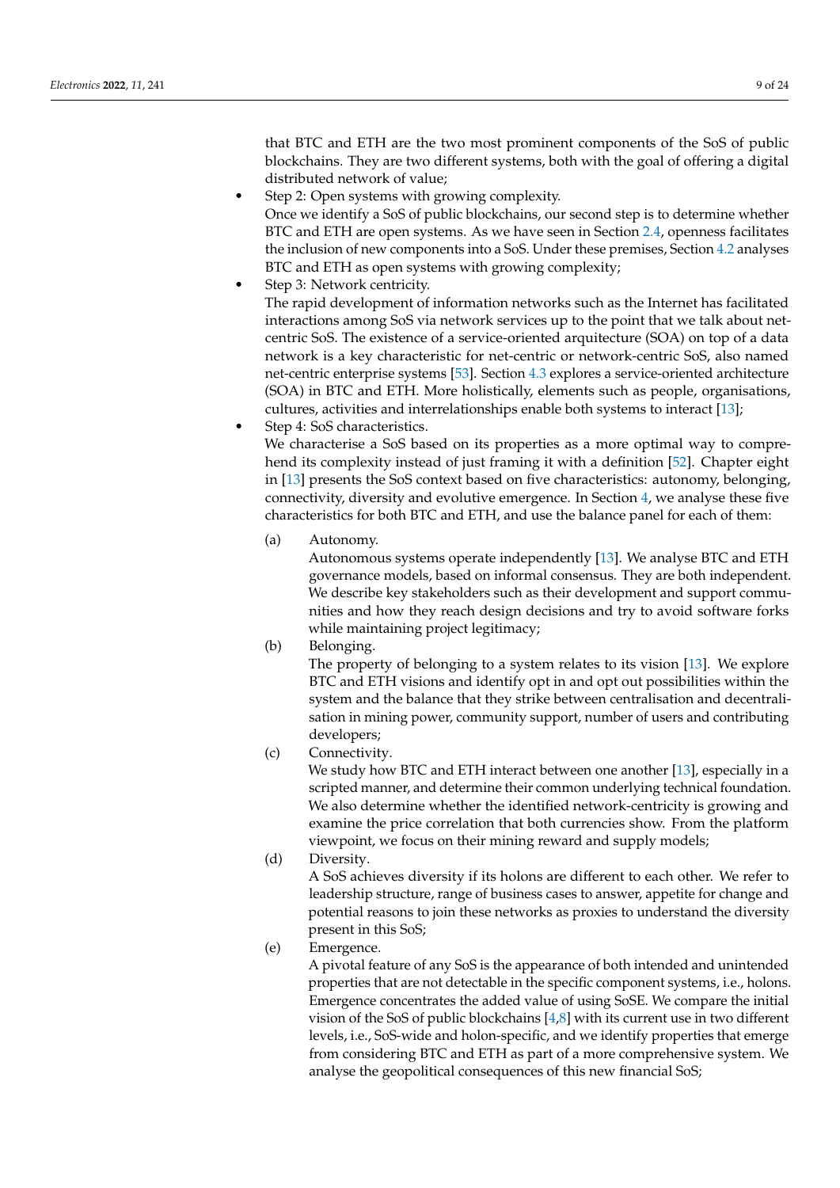that BTC and ETH are the two most prominent components of the SoS of public blockchains. They are two different systems, both with the goal of offering a digital distributed network of value;

- Step 2: Open systems with growing complexity.
  Once we identify a SoS of public blockchains, our second step is to determine whether BTC and ETH are open systems. As we have seen in Section 2.4, openness facilitates the inclusion of new components into a SoS. Under these premises, Section 4.2 analyses BTC and ETH as open systems with growing complexity;
- Step 3: Network centricity.
  The rapid development of information networks such as the Internet has facilitated interactions among SoS via network services up to the point that we talk about net-centric SoS. The existence of a service-oriented arquitecture (SOA) on top of a data network is a key characteristic for net-centric or network-centric SoS, also named net-centric enterprise systems [53]. Section 4.3 explores a service-oriented architecture (SOA) in BTC and ETH. More holistically, elements such as people, organisations, cultures, activities and interrelationships enable both systems to interact [13];
- Step 4: SoS characteristics.
  We characterise a SoS based on its properties as a more optimal way to comprehend its complexity instead of just framing it with a definition [52]. Chapter eight in [13] presents the SoS context based on five characteristics: autonomy, belonging, connectivity, diversity and evolutive emergence. In Section 4, we analyse these five characteristics for both BTC and ETH, and use the balance panel for each of them:
  (a) Autonomy.
  Autonomous systems operate independently [13]. We analyse BTC and ETH governance models, based on informal consensus. They are both independent. We describe key stakeholders such as their development and support communities and how they reach design decisions and try to avoid software forks while maintaining project legitimacy;
  (b) Belonging.
  The property of belonging to a system relates to its vision [13]. We explore BTC and ETH visions and identify opt in and opt out possibilities within the system and the balance that they strike between centralisation and decentralisation in mining power, community support, number of users and contributing developers;
  (c) Connectivity.
  We study how BTC and ETH interact between one another [13], especially in a scripted manner, and determine their common underlying technical foundation. We also determine whether the identified network-centricity is growing and examine the price correlation that both currencies show. From the platform viewpoint, we focus on their mining reward and supply models;
  (d) Diversity.
  A SoS achieves diversity if its holons are different to each other. We refer to leadership structure, range of business cases to answer, appetite for change and potential reasons to join these networks as proxies to understand the diversity present in this SoS;
  (e) Emergence.
  A pivotal feature of any SoS is the appearance of both intended and unintended properties that are not detectable in the specific component systems, i.e., holons. Emergence concentrates the added value of using SoSE. We compare the initial vision of the SoS of public blockchains [4,8] with its current use in two different levels, i.e., SoS-wide and holon-specific, and we identify properties that emerge from considering BTC and ETH as part of a more comprehensive system. We analyse the geopolitical consequences of this new financial SoS;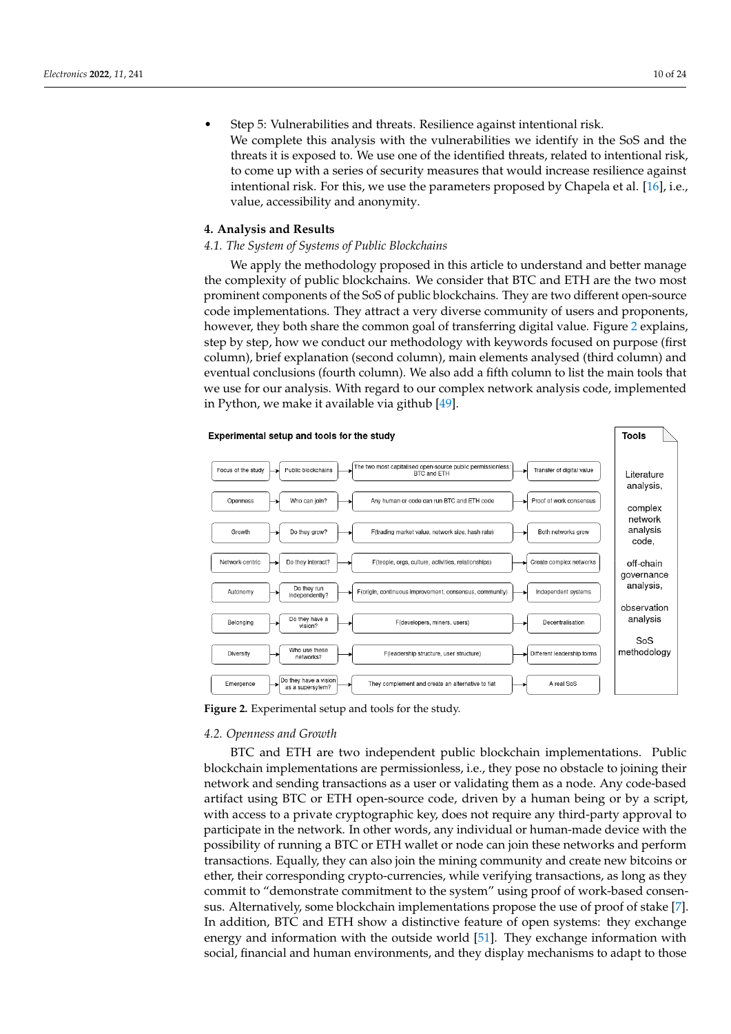- Step 5: Vulnerabilities and threats. Resilience against intentional risk.
  We complete this analysis with the vulnerabilities we identify in the SoS and the threats it is exposed to. We use one of the identified threats, related to intentional risk, to come up with a series of security measures that would increase resilience against intentional risk. For this, we use the parameters proposed by Chapela et al. [16], i.e., value, accessibility and anonymity.

## 4. Analysis and Results

### 4.1. The System of Systems of Public Blockchains

We apply the methodology proposed in this article to understand and better manage the complexity of public blockchains. We consider that BTC and ETH are the two most prominent components of the SoS of public blockchains. They are two different open-source code implementations. They attract a very diverse community of users and proponents, however, they both share the common goal of transferring digital value. Figure 2 explains, step by step, how we conduct our methodology with keywords focused on purpose (first column), brief explanation (second column), main elements analysed (third column) and eventual conclusions (fourth column). We also add a fifth column to list the main tools that we use for our analysis. With regard to our complex network analysis code, implemented in Python, we make it available via github [49].

Experimental setup and tools for the study

Focus of the study → Public blockchains → The two most capitalised open-source public permissionless: BTC and ETH → Transfer of digital value

Openness → Who can join? → Any human or code can run BTC and ETH code → Proof of work consensus

Growth → Do they grow? → F(trading market value, network size, hash rate) → Both networks grow

Network-centric → Do they interact? → F(people, orgs, culture, activities, relationships) → Create complex networks

Autonomy → Do they run independently? → F(origin, continuous improvement, consensus, community) → Independent systems

Belonging → Do they have a vision? → F(developers, miners, users) → Decentralisation

Diversity → Who use these networks? → F(leadership structure, user structure) → Different leadership forms

Emergence → Do they have a vision as a supersystem? → They complement and create an alternative to fiat → A real SoS

Tools

Literature analysis,

complex network analysis code,

off-chain governance analysis,

observation analysis

SoS methodology

**Figure 2.** Experimental setup and tools for the study.

### 4.2. Openness and Growth

BTC and ETH are two independent public blockchain implementations. Public blockchain implementations are permissionless, i.e., they pose no obstacle to joining their network and sending transactions as a user or validating them as a node. Any code-based artifact using BTC or ETH open-source code, driven by a human being or by a script, with access to a private cryptographic key, does not require any third-party approval to participate in the network. In other words, any individual or human-made device with the possibility of running a BTC or ETH wallet or node can join these networks and perform transactions. Equally, they can also join the mining community and create new bitcoins or ether, their corresponding crypto-currencies, while verifying transactions, as long as they commit to "demonstrate commitment to the system" using proof of work-based consensus. Alternatively, some blockchain implementations propose the use of proof of stake [7]. In addition, BTC and ETH show a distinctive feature of open systems: they exchange energy and information with the outside world [51]. They exchange information with social, financial and human environments, and they display mechanisms to adapt to those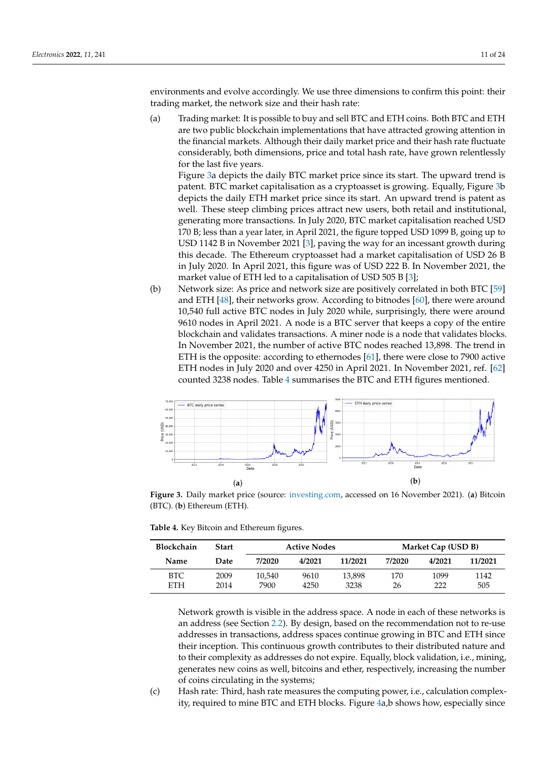environments and evolve accordingly. We use three dimensions to confirm this point: their trading market, the network size and their hash rate:

(a) Trading market: It is possible to buy and sell BTC and ETH coins. Both BTC and ETH are two public blockchain implementations that have attracted growing attention in the financial markets. Although their daily market price and their hash rate fluctuate considerably, both dimensions, price and total hash rate, have grown relentlessly for the last five years.
Figure 3a depicts the daily BTC market price since its start. The upward trend is patent. BTC market capitalisation as a cryptoasset is growing. Equally, Figure 3b depicts the daily ETH market price since its start. An upward trend is patent as well. These steep climbing prices attract new users, both retail and institutional, generating more transactions. In July 2020, BTC market capitalisation reached USD 170 B; less than a year later, in April 2021, the figure topped USD 1099 B, going up to USD 1142 B in November 2021 [3], paving the way for an incessant growth during this decade. The Ethereum cryptoasset had a market capitalisation of USD 26 B in July 2020. In April 2021, this figure was of USD 222 B. In November 2021, the market value of ETH led to a capitalisation of USD 505 B [3];

(b) Network size: As price and network size are positively correlated in both BTC [59] and ETH [48], their networks grow. According to bitnodes [60], there were around 10,540 full active BTC nodes in July 2020 while, surprisingly, there were around 9610 nodes in April 2021. A node is a BTC server that keeps a copy of the entire blockchain and validates transactions. A miner node is a node that validates blocks. In November 2021, the number of active BTC nodes reached 13,898. The trend in ETH is the opposite: according to ethernodes [61], there were close to 7900 active ETH nodes in July 2020 and over 4250 in April 2021. In November 2021, ref. [62] counted 3238 nodes. Table 4 summarises the BTC and ETH figures mentioned.

BTC daily price series
Price (USD)
Date
70,000
60,000
50,000
40,000
30,000
20,000
10,000
0
2012
2014
2016
2018
2020

(a)

ETH daily price series
Price (USD)
Date
5000
4000
3000
2000
1000
0
2017
2018
2019
2020
2021

(b)

**Figure 3.** Daily market price (source: investing.com, accessed on 16 November 2021). (**a**) Bitcoin (BTC). (**b**) Ethereum (ETH).

**Table 4.** Key Bitcoin and Ethereum figures.

| Blockchain Name | Start Date | Active Nodes | | | Market Cap (USD B) | | |
|---|---|---|---|---|---|---|---|
| | | 7/2020 | 4/2021 | 11/2021 | 7/2020 | 4/2021 | 11/2021 |
| BTC | 2009 | 10,540 | 9610 | 13,898 | 170 | 1099 | 1142 |
| ETH | 2014 | 7900 | 4250 | 3238 | 26 | 222 | 505 |

Network growth is visible in the address space. A node in each of these networks is an address (see Section 2.2). By design, based on the recommendation not to re-use addresses in transactions, address spaces continue growing in BTC and ETH since their inception. This continuous growth contributes to their distributed nature and to their complexity as addresses do not expire. Equally, block validation, i.e., mining, generates new coins as well, bitcoins and ether, respectively, increasing the number of coins circulating in the systems;

(c) Hash rate: Third, hash rate measures the computing power, i.e., calculation complexity, required to mine BTC and ETH blocks. Figure 4a,b shows how, especially since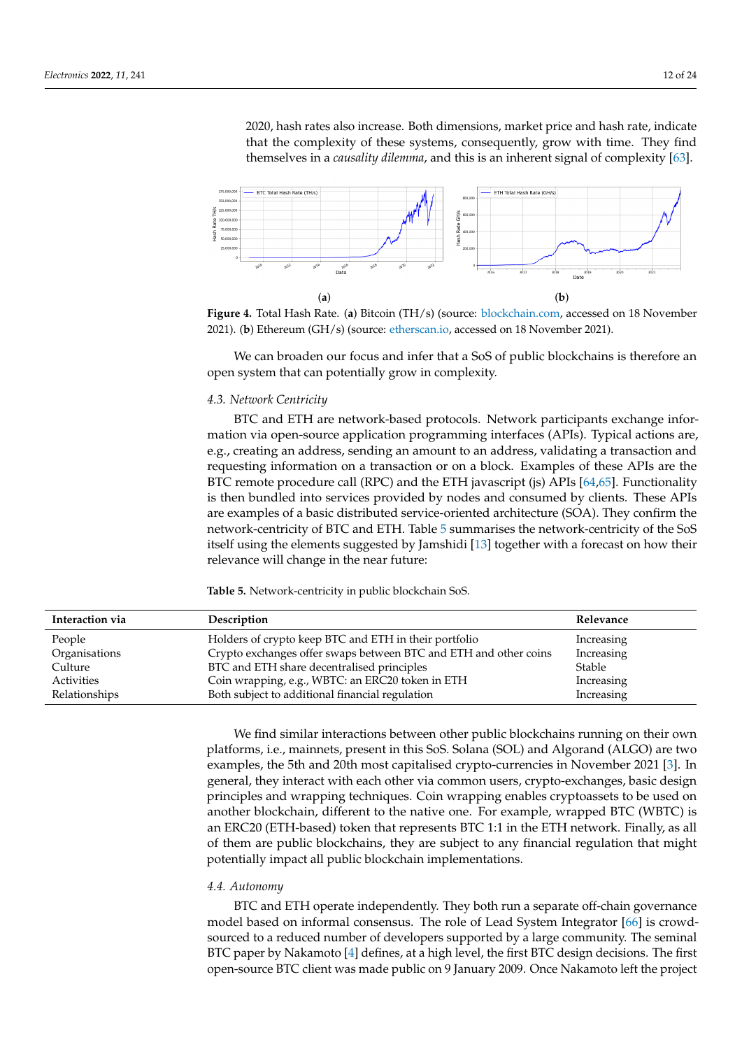2020, hash rates also increase. Both dimensions, market price and hash rate, indicate that the complexity of these systems, consequently, grow with time. They find themselves in a *causality dilemma*, and this is an inherent signal of complexity [63].

BTC Total Hash Rate (TH/s)

Hash Rate TH/s

175,000,000
150,000,000
125,000,000
100,000,000
75,000,000
50,000,000
25,000,000
0

2010
2012
2014
2016
2018
2020
2022

Date

ETH Total Hash Rate (GH/s)

Hash Rate GH/s

800,000
600,000
400,000
200,000
0

2016
2017
2018
2019
2020
2021

Date

(**a**) (**b**)

**Figure 4.** Total Hash Rate. (**a**) Bitcoin (TH/s) (source: blockchain.com, accessed on 18 November 2021). (**b**) Ethereum (GH/s) (source: etherscan.io, accessed on 18 November 2021).

We can broaden our focus and infer that a SoS of public blockchains is therefore an open system that can potentially grow in complexity.

### 4.3. Network Centricity

BTC and ETH are network-based protocols. Network participants exchange information via open-source application programming interfaces (APIs). Typical actions are, e.g., creating an address, sending an amount to an address, validating a transaction and requesting information on a transaction or on a block. Examples of these APIs are the BTC remote procedure call (RPC) and the ETH javascript (js) APIs [64,65]. Functionality is then bundled into services provided by nodes and consumed by clients. These APIs are examples of a basic distributed service-oriented architecture (SOA). They confirm the network-centricity of BTC and ETH. Table 5 summarises the network-centricity of the SoS itself using the elements suggested by Jamshidi [13] together with a forecast on how their relevance will change in the near future:

**Table 5.** Network-centricity in public blockchain SoS.

| Interaction via | Description | Relevance |
|---|---|---|
| People | Holders of crypto keep BTC and ETH in their portfolio | Increasing |
| Organisations | Crypto exchanges offer swaps between BTC and ETH and other coins | Increasing |
| Culture | BTC and ETH share decentralised principles | Stable |
| Activities | Coin wrapping, e.g., WBTC: an ERC20 token in ETH | Increasing |
| Relationships | Both subject to additional financial regulation | Increasing |

We find similar interactions between other public blockchains running on their own platforms, i.e., mainnets, present in this SoS. Solana (SOL) and Algorand (ALGO) are two examples, the 5th and 20th most capitalised crypto-currencies in November 2021 [3]. In general, they interact with each other via common users, crypto-exchanges, basic design principles and wrapping techniques. Coin wrapping enables cryptoassets to be used on another blockchain, different to the native one. For example, wrapped BTC (WBTC) is an ERC20 (ETH-based) token that represents BTC 1:1 in the ETH network. Finally, as all of them are public blockchains, they are subject to any financial regulation that might potentially impact all public blockchain implementations.

### 4.4. Autonomy

BTC and ETH operate independently. They both run a separate off-chain governance model based on informal consensus. The role of Lead System Integrator [66] is crowd-sourced to a reduced number of developers supported by a large community. The seminal BTC paper by Nakamoto [4] defines, at a high level, the first BTC design decisions. The first open-source BTC client was made public on 9 January 2009. Once Nakamoto left the project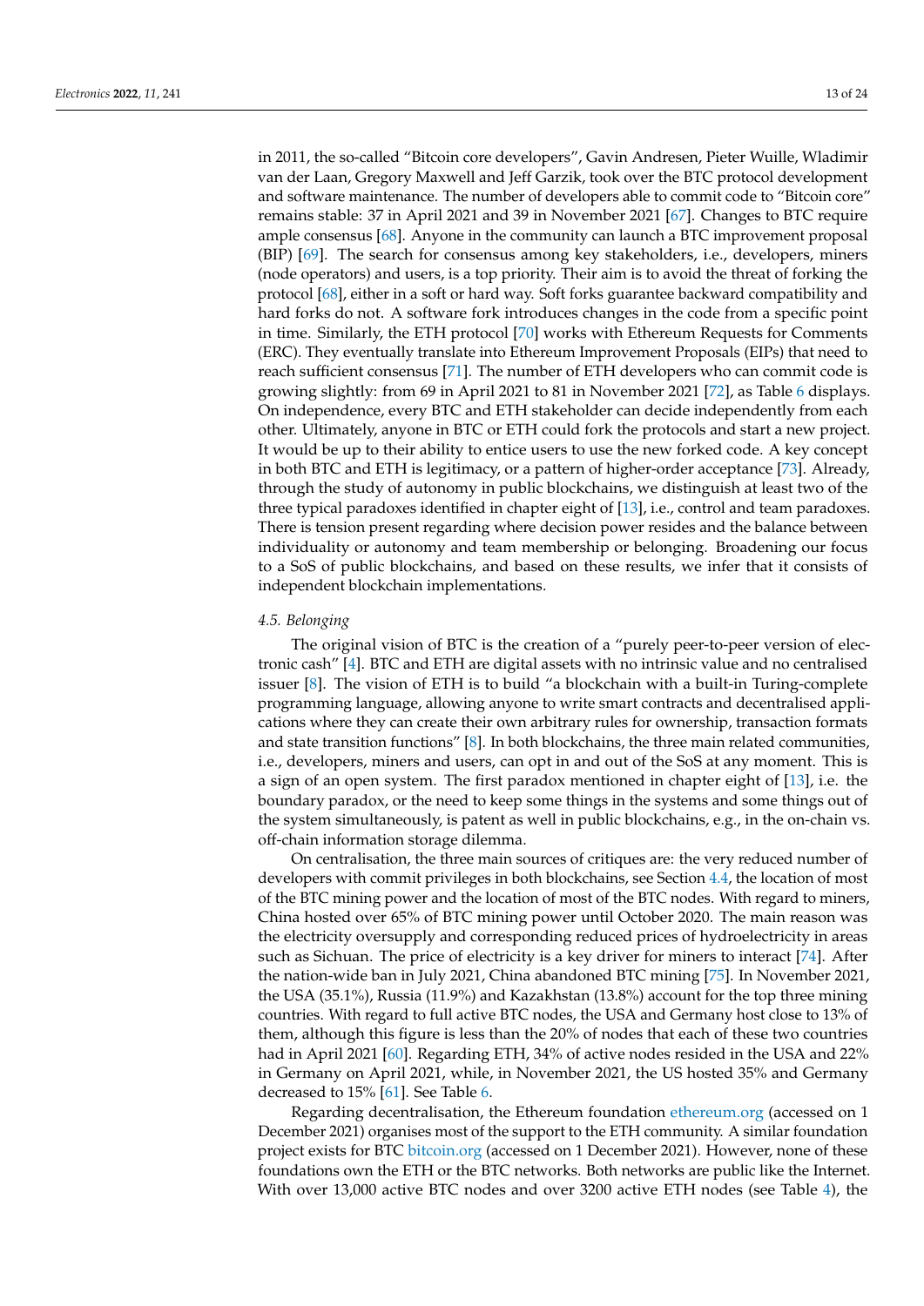in 2011, the so-called "Bitcoin core developers", Gavin Andresen, Pieter Wuille, Wladimir van der Laan, Gregory Maxwell and Jeff Garzik, took over the BTC protocol development and software maintenance. The number of developers able to commit code to "Bitcoin core" remains stable: 37 in April 2021 and 39 in November 2021 [67]. Changes to BTC require ample consensus [68]. Anyone in the community can launch a BTC improvement proposal (BIP) [69]. The search for consensus among key stakeholders, i.e., developers, miners (node operators) and users, is a top priority. Their aim is to avoid the threat of forking the protocol [68], either in a soft or hard way. Soft forks guarantee backward compatibility and hard forks do not. A software fork introduces changes in the code from a specific point in time. Similarly, the ETH protocol [70] works with Ethereum Requests for Comments (ERC). They eventually translate into Ethereum Improvement Proposals (EIPs) that need to reach sufficient consensus [71]. The number of ETH developers who can commit code is growing slightly: from 69 in April 2021 to 81 in November 2021 [72], as Table 6 displays. On independence, every BTC and ETH stakeholder can decide independently from each other. Ultimately, anyone in BTC or ETH could fork the protocols and start a new project. It would be up to their ability to entice users to use the new forked code. A key concept in both BTC and ETH is legitimacy, or a pattern of higher-order acceptance [73]. Already, through the study of autonomy in public blockchains, we distinguish at least two of the three typical paradoxes identified in chapter eight of [13], i.e., control and team paradoxes. There is tension present regarding where decision power resides and the balance between individuality or autonomy and team membership or belonging. Broadening our focus to a SoS of public blockchains, and based on these results, we infer that it consists of independent blockchain implementations.

### *4.5. Belonging*

The original vision of BTC is the creation of a "purely peer-to-peer version of electronic cash" [4]. BTC and ETH are digital assets with no intrinsic value and no centralised issuer [8]. The vision of ETH is to build "a blockchain with a built-in Turing-complete programming language, allowing anyone to write smart contracts and decentralised applications where they can create their own arbitrary rules for ownership, transaction formats and state transition functions" [8]. In both blockchains, the three main related communities, i.e., developers, miners and users, can opt in and out of the SoS at any moment. This is a sign of an open system. The first paradox mentioned in chapter eight of [13], i.e. the boundary paradox, or the need to keep some things in the systems and some things out of the system simultaneously, is patent as well in public blockchains, e.g., in the on-chain vs. off-chain information storage dilemma.

On centralisation, the three main sources of critiques are: the very reduced number of developers with commit privileges in both blockchains, see Section 4.4, the location of most of the BTC mining power and the location of most of the BTC nodes. With regard to miners, China hosted over 65% of BTC mining power until October 2020. The main reason was the electricity oversupply and corresponding reduced prices of hydroelectricity in areas such as Sichuan. The price of electricity is a key driver for miners to interact [74]. After the nation-wide ban in July 2021, China abandoned BTC mining [75]. In November 2021, the USA (35.1%), Russia (11.9%) and Kazakhstan (13.8%) account for the top three mining countries. With regard to full active BTC nodes, the USA and Germany host close to 13% of them, although this figure is less than the 20% of nodes that each of these two countries had in April 2021 [60]. Regarding ETH, 34% of active nodes resided in the USA and 22% in Germany on April 2021, while, in November 2021, the US hosted 35% and Germany decreased to 15% [61]. See Table 6.

Regarding decentralisation, the Ethereum foundation ethereum.org (accessed on 1 December 2021) organises most of the support to the ETH community. A similar foundation project exists for BTC bitcoin.org (accessed on 1 December 2021). However, none of these foundations own the ETH or the BTC networks. Both networks are public like the Internet. With over 13,000 active BTC nodes and over 3200 active ETH nodes (see Table 4), the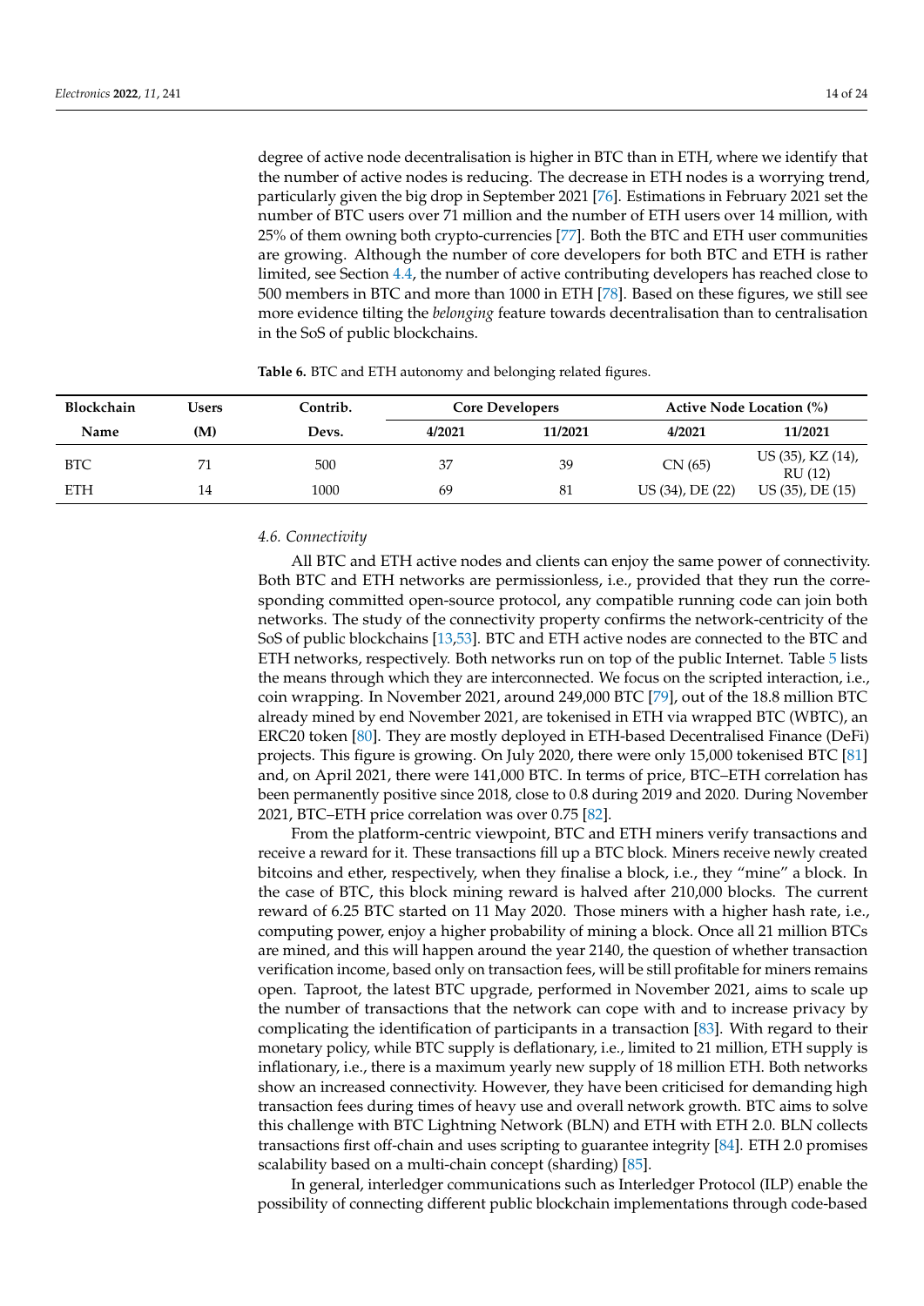degree of active node decentralisation is higher in BTC than in ETH, where we identify that the number of active nodes is reducing. The decrease in ETH nodes is a worrying trend, particularly given the big drop in September 2021 [76]. Estimations in February 2021 set the number of BTC users over 71 million and the number of ETH users over 14 million, with 25% of them owning both crypto-currencies [77]. Both the BTC and ETH user communities are growing. Although the number of core developers for both BTC and ETH is rather limited, see Section 4.4, the number of active contributing developers has reached close to 500 members in BTC and more than 1000 in ETH [78]. Based on these figures, we still see more evidence tilting the *belonging* feature towards decentralisation than to centralisation in the SoS of public blockchains.

**Table 6.** BTC and ETH autonomy and belonging related figures.

| Blockchain | Users | Contrib. | Core Developers | | Active Node Location (%) | |
|---|---|---|---|---|---|---|
| **Name** | **(M)** | **Devs.** | **4/2021** | **11/2021** | **4/2021** | **11/2021** |
| BTC | 71 | 500 | 37 | 39 | CN (65) | US (35), KZ (14), RU (12) |
| ETH | 14 | 1000 | 69 | 81 | US (34), DE (22) | US (35), DE (15) |

### 4.6. Connectivity

All BTC and ETH active nodes and clients can enjoy the same power of connectivity. Both BTC and ETH networks are permissionless, i.e., provided that they run the corresponding committed open-source protocol, any compatible running code can join both networks. The study of the connectivity property confirms the network-centricity of the SoS of public blockchains [13,53]. BTC and ETH active nodes are connected to the BTC and ETH networks, respectively. Both networks run on top of the public Internet. Table 5 lists the means through which they are interconnected. We focus on the scripted interaction, i.e., coin wrapping. In November 2021, around 249,000 BTC [79], out of the 18.8 million BTC already mined by end November 2021, are tokenised in ETH via wrapped BTC (WBTC), an ERC20 token [80]. They are mostly deployed in ETH-based Decentralised Finance (DeFi) projects. This figure is growing. On July 2020, there were only 15,000 tokenised BTC [81] and, on April 2021, there were 141,000 BTC. In terms of price, BTC–ETH correlation has been permanently positive since 2018, close to 0.8 during 2019 and 2020. During November 2021, BTC–ETH price correlation was over 0.75 [82].

From the platform-centric viewpoint, BTC and ETH miners verify transactions and receive a reward for it. These transactions fill up a BTC block. Miners receive newly created bitcoins and ether, respectively, when they finalise a block, i.e., they "mine" a block. In the case of BTC, this block mining reward is halved after 210,000 blocks. The current reward of 6.25 BTC started on 11 May 2020. Those miners with a higher hash rate, i.e., computing power, enjoy a higher probability of mining a block. Once all 21 million BTCs are mined, and this will happen around the year 2140, the question of whether transaction verification income, based only on transaction fees, will be still profitable for miners remains open. Taproot, the latest BTC upgrade, performed in November 2021, aims to scale up the number of transactions that the network can cope with and to increase privacy by complicating the identification of participants in a transaction [83]. With regard to their monetary policy, while BTC supply is deflationary, i.e., limited to 21 million, ETH supply is inflationary, i.e., there is a maximum yearly new supply of 18 million ETH. Both networks show an increased connectivity. However, they have been criticised for demanding high transaction fees during times of heavy use and overall network growth. BTC aims to solve this challenge with BTC Lightning Network (BLN) and ETH with ETH 2.0. BLN collects transactions first off-chain and uses scripting to guarantee integrity [84]. ETH 2.0 promises scalability based on a multi-chain concept (sharding) [85].

In general, interledger communications such as Interledger Protocol (ILP) enable the possibility of connecting different public blockchain implementations through code-based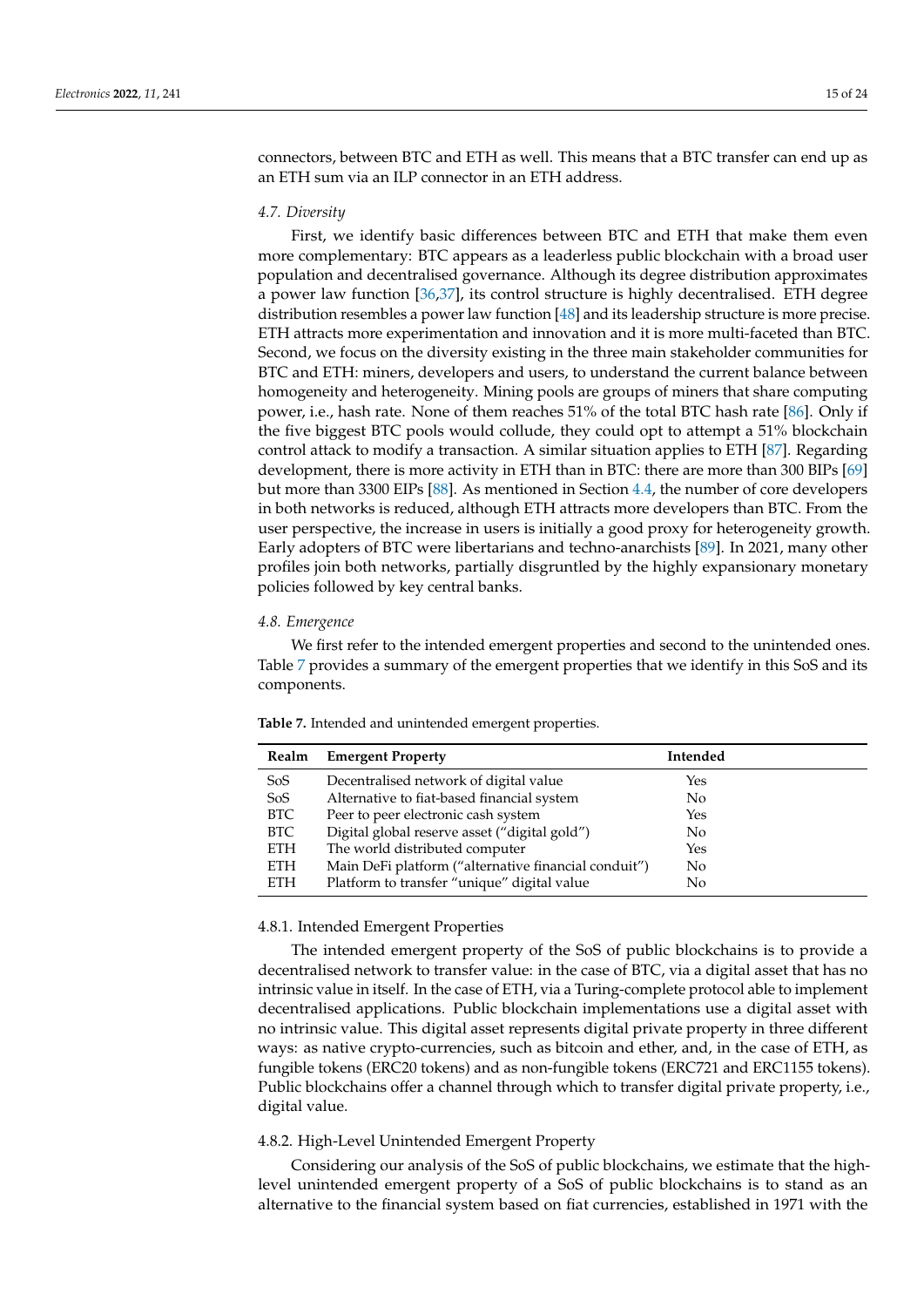connectors, between BTC and ETH as well. This means that a BTC transfer can end up as an ETH sum via an ILP connector in an ETH address.

### 4.7. Diversity

First, we identify basic differences between BTC and ETH that make them even more complementary: BTC appears as a leaderless public blockchain with a broad user population and decentralised governance. Although its degree distribution approximates a power law function [36,37], its control structure is highly decentralised. ETH degree distribution resembles a power law function [48] and its leadership structure is more precise. ETH attracts more experimentation and innovation and it is more multi-faceted than BTC. Second, we focus on the diversity existing in the three main stakeholder communities for BTC and ETH: miners, developers and users, to understand the current balance between homogeneity and heterogeneity. Mining pools are groups of miners that share computing power, i.e., hash rate. None of them reaches 51% of the total BTC hash rate [86]. Only if the five biggest BTC pools would collude, they could opt to attempt a 51% blockchain control attack to modify a transaction. A similar situation applies to ETH [87]. Regarding development, there is more activity in ETH than in BTC: there are more than 300 BIPs [69] but more than 3300 EIPs [88]. As mentioned in Section 4.4, the number of core developers in both networks is reduced, although ETH attracts more developers than BTC. From the user perspective, the increase in users is initially a good proxy for heterogeneity growth. Early adopters of BTC were libertarians and techno-anarchists [89]. In 2021, many other profiles join both networks, partially disgruntled by the highly expansionary monetary policies followed by key central banks.

### 4.8. Emergence

We first refer to the intended emergent properties and second to the unintended ones. Table 7 provides a summary of the emergent properties that we identify in this SoS and its components.

**Table 7.** Intended and unintended emergent properties.

| Realm | Emergent Property | Intended |
|---|---|---|
| SoS | Decentralised network of digital value | Yes |
| SoS | Alternative to fiat-based financial system | No |
| BTC | Peer to peer electronic cash system | Yes |
| BTC | Digital global reserve asset ("digital gold") | No |
| ETH | The world distributed computer | Yes |
| ETH | Main DeFi platform ("alternative financial conduit") | No |
| ETH | Platform to transfer "unique" digital value | No |

#### 4.8.1. Intended Emergent Properties

The intended emergent property of the SoS of public blockchains is to provide a decentralised network to transfer value: in the case of BTC, via a digital asset that has no intrinsic value in itself. In the case of ETH, via a Turing-complete protocol able to implement decentralised applications. Public blockchain implementations use a digital asset with no intrinsic value. This digital asset represents digital private property in three different ways: as native crypto-currencies, such as bitcoin and ether, and, in the case of ETH, as fungible tokens (ERC20 tokens) and as non-fungible tokens (ERC721 and ERC1155 tokens). Public blockchains offer a channel through which to transfer digital private property, i.e., digital value.

#### 4.8.2. High-Level Unintended Emergent Property

Considering our analysis of the SoS of public blockchains, we estimate that the high-level unintended emergent property of a SoS of public blockchains is to stand as an alternative to the financial system based on fiat currencies, established in 1971 with the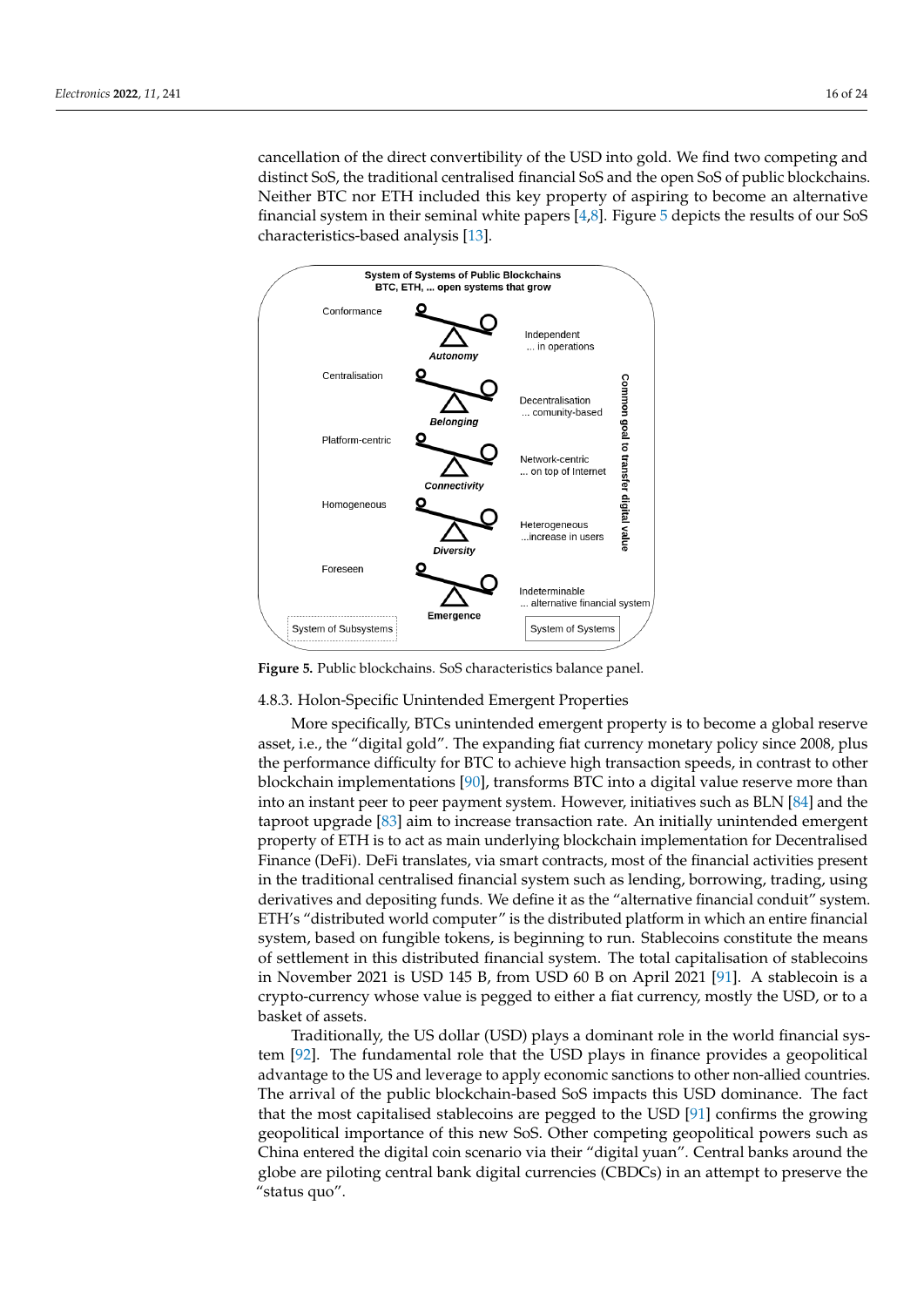cancellation of the direct convertibility of the USD into gold. We find two competing and distinct SoS, the traditional centralised financial SoS and the open SoS of public blockchains. Neither BTC nor ETH included this key property of aspiring to become an alternative financial system in their seminal white papers [4,8]. Figure 5 depicts the results of our SoS characteristics-based analysis [13].

System of Systems of Public Blockchains
BTC, ETH, ... open systems that grow

| System of Subsystems | Characteristic | System of Systems |
| --- | --- | --- |
| Conformance | *Autonomy* | Independent ... in operations |
| Centralisation | *Belonging* | Decentralisation ... comunity-based |
| Platform-centric | *Connectivity* | Network-centric ... on top of Internet |
| Homogeneous | *Diversity* | Heterogeneous ...increase in users |
| Foreseen | *Emergence* | Indeterminable ... alternative financial system |

Common goal to transfer digital value

**Figure 5.** Public blockchains. SoS characteristics balance panel.

#### 4.8.3. Holon-Specific Unintended Emergent Properties

More specifically, BTCs unintended emergent property is to become a global reserve asset, i.e., the "digital gold". The expanding fiat currency monetary policy since 2008, plus the performance difficulty for BTC to achieve high transaction speeds, in contrast to other blockchain implementations [90], transforms BTC into a digital value reserve more than into an instant peer to peer payment system. However, initiatives such as BLN [84] and the taproot upgrade [83] aim to increase transaction rate. An initially unintended emergent property of ETH is to act as main underlying blockchain implementation for Decentralised Finance (DeFi). DeFi translates, via smart contracts, most of the financial activities present in the traditional centralised financial system such as lending, borrowing, trading, using derivatives and depositing funds. We define it as the "alternative financial conduit" system. ETH's "distributed world computer" is the distributed platform in which an entire financial system, based on fungible tokens, is beginning to run. Stablecoins constitute the means of settlement in this distributed financial system. The total capitalisation of stablecoins in November 2021 is USD 145 B, from USD 60 B on April 2021 [91]. A stablecoin is a crypto-currency whose value is pegged to either a fiat currency, mostly the USD, or to a basket of assets.

Traditionally, the US dollar (USD) plays a dominant role in the world financial system [92]. The fundamental role that the USD plays in finance provides a geopolitical advantage to the US and leverage to apply economic sanctions to other non-allied countries. The arrival of the public blockchain-based SoS impacts this USD dominance. The fact that the most capitalised stablecoins are pegged to the USD [91] confirms the growing geopolitical importance of this new SoS. Other competing geopolitical powers such as China entered the digital coin scenario via their "digital yuan". Central banks around the globe are piloting central bank digital currencies (CBDCs) in an attempt to preserve the "status quo".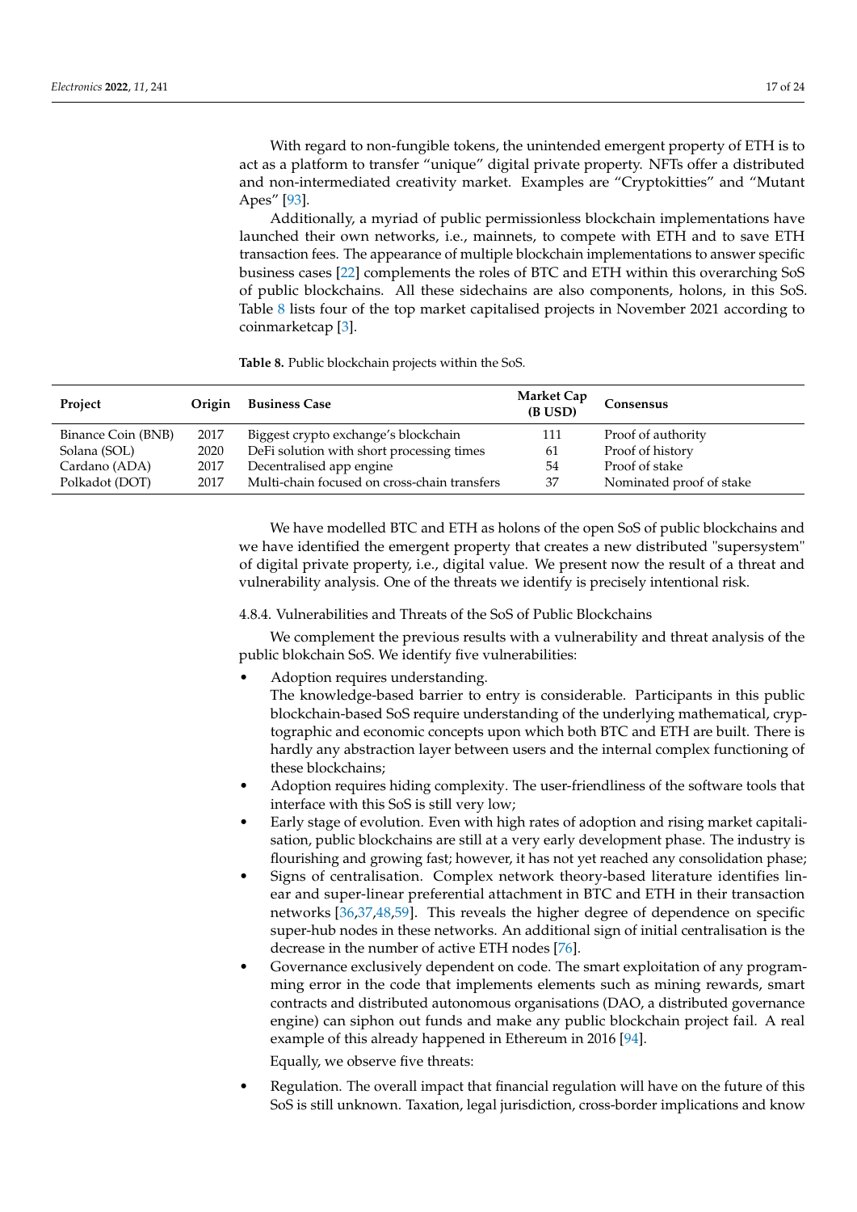With regard to non-fungible tokens, the unintended emergent property of ETH is to act as a platform to transfer "unique" digital private property. NFTs offer a distributed and non-intermediated creativity market. Examples are "Cryptokitties" and "Mutant Apes" [93].

Additionally, a myriad of public permissionless blockchain implementations have launched their own networks, i.e., mainnets, to compete with ETH and to save ETH transaction fees. The appearance of multiple blockchain implementations to answer specific business cases [22] complements the roles of BTC and ETH within this overarching SoS of public blockchains. All these sidechains are also components, holons, in this SoS. Table 8 lists four of the top market capitalised projects in November 2021 according to coinmarketcap [3].

**Table 8.** Public blockchain projects within the SoS.

| Project | Origin | Business Case | Market Cap (B USD) | Consensus |
|---|---|---|---|---|
| Binance Coin (BNB) | 2017 | Biggest crypto exchange's blockchain | 111 | Proof of authority |
| Solana (SOL) | 2020 | DeFi solution with short processing times | 61 | Proof of history |
| Cardano (ADA) | 2017 | Decentralised app engine | 54 | Proof of stake |
| Polkadot (DOT) | 2017 | Multi-chain focused on cross-chain transfers | 37 | Nominated proof of stake |

We have modelled BTC and ETH as holons of the open SoS of public blockchains and we have identified the emergent property that creates a new distributed "supersystem" of digital private property, i.e., digital value. We present now the result of a threat and vulnerability analysis. One of the threats we identify is precisely intentional risk.

#### 4.8.4. Vulnerabilities and Threats of the SoS of Public Blockchains

We complement the previous results with a vulnerability and threat analysis of the public blokchain SoS. We identify five vulnerabilities:

- Adoption requires understanding.
  The knowledge-based barrier to entry is considerable. Participants in this public blockchain-based SoS require understanding of the underlying mathematical, cryptographic and economic concepts upon which both BTC and ETH are built. There is hardly any abstraction layer between users and the internal complex functioning of these blockchains;
- Adoption requires hiding complexity. The user-friendliness of the software tools that interface with this SoS is still very low;
- Early stage of evolution. Even with high rates of adoption and rising market capitalisation, public blockchains are still at a very early development phase. The industry is flourishing and growing fast; however, it has not yet reached any consolidation phase;
- Signs of centralisation. Complex network theory-based literature identifies linear and super-linear preferential attachment in BTC and ETH in their transaction networks [36,37,48,59]. This reveals the higher degree of dependence on specific super-hub nodes in these networks. An additional sign of initial centralisation is the decrease in the number of active ETH nodes [76].
- Governance exclusively dependent on code. The smart exploitation of any programming error in the code that implements elements such as mining rewards, smart contracts and distributed autonomous organisations (DAO, a distributed governance engine) can siphon out funds and make any public blockchain project fail. A real example of this already happened in Ethereum in 2016 [94].

  Equally, we observe five threats:

- Regulation. The overall impact that financial regulation will have on the future of this SoS is still unknown. Taxation, legal jurisdiction, cross-border implications and know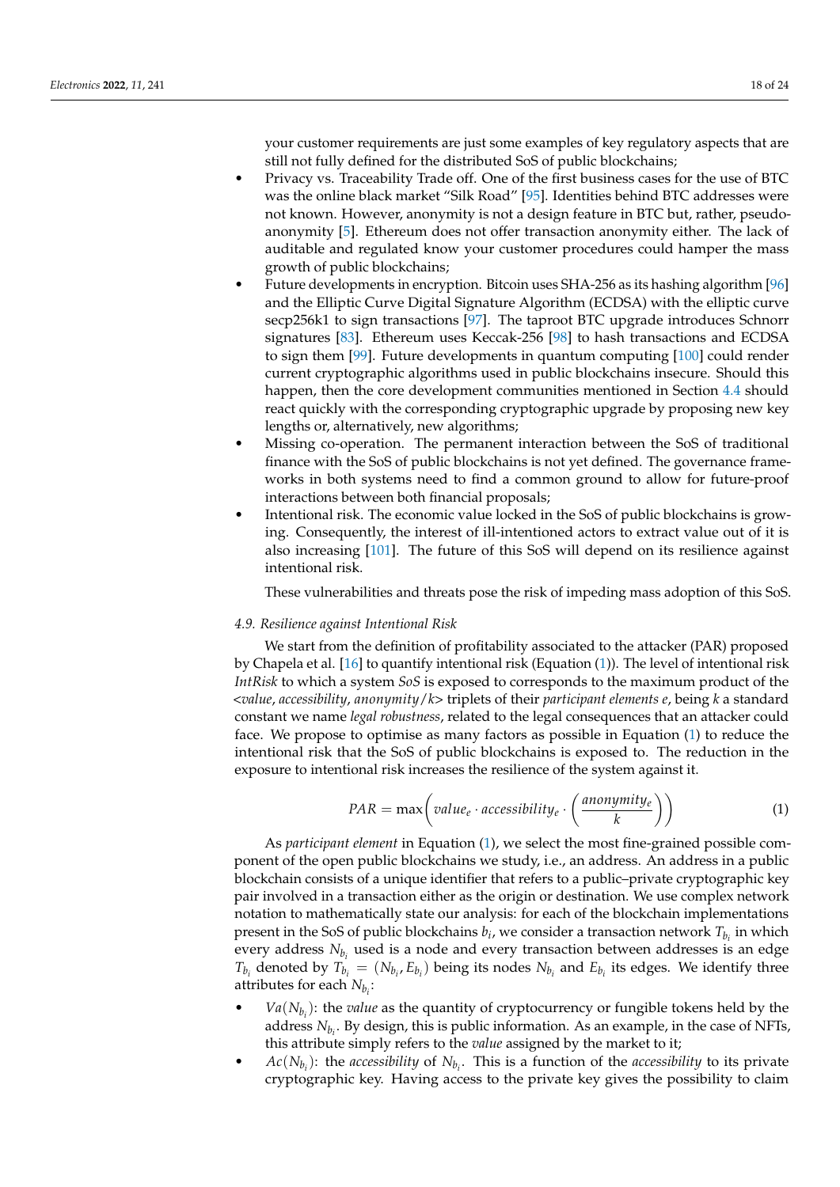your customer requirements are just some examples of key regulatory aspects that are still not fully defined for the distributed SoS of public blockchains;

- Privacy vs. Traceability Trade off. One of the first business cases for the use of BTC was the online black market "Silk Road" [95]. Identities behind BTC addresses were not known. However, anonymity is not a design feature in BTC but, rather, pseudo-anonymity [5]. Ethereum does not offer transaction anonymity either. The lack of auditable and regulated know your customer procedures could hamper the mass growth of public blockchains;
- Future developments in encryption. Bitcoin uses SHA-256 as its hashing algorithm [96] and the Elliptic Curve Digital Signature Algorithm (ECDSA) with the elliptic curve secp256k1 to sign transactions [97]. The taproot BTC upgrade introduces Schnorr signatures [83]. Ethereum uses Keccak-256 [98] to hash transactions and ECDSA to sign them [99]. Future developments in quantum computing [100] could render current cryptographic algorithms used in public blockchains insecure. Should this happen, then the core development communities mentioned in Section 4.4 should react quickly with the corresponding cryptographic upgrade by proposing new key lengths or, alternatively, new algorithms;
- Missing co-operation. The permanent interaction between the SoS of traditional finance with the SoS of public blockchains is not yet defined. The governance frameworks in both systems need to find a common ground to allow for future-proof interactions between both financial proposals;
- Intentional risk. The economic value locked in the SoS of public blockchains is growing. Consequently, the interest of ill-intentioned actors to extract value out of it is also increasing [101]. The future of this SoS will depend on its resilience against intentional risk.

These vulnerabilities and threats pose the risk of impeding mass adoption of this SoS.

### 4.9. Resilience against Intentional Risk

We start from the definition of profitability associated to the attacker (PAR) proposed by Chapela et al. [16] to quantify intentional risk (Equation (1)). The level of intentional risk *IntRisk* to which a system *SoS* is exposed to corresponds to the maximum product of the <*value*, *accessibility*, *anonymity*/*k*> triplets of their *participant elements e*, being *k* a standard constant we name *legal robustness*, related to the legal consequences that an attacker could face. We propose to optimise as many factors as possible in Equation (1) to reduce the intentional risk that the SoS of public blockchains is exposed to. The reduction in the exposure to intentional risk increases the resilience of the system against it.

$$PAR = \max\left(value_e \cdot accessibility_e \cdot \left(\frac{anonymity_e}{k}\right)\right) \tag{1}$$

As *participant element* in Equation (1), we select the most fine-grained possible component of the open public blockchains we study, i.e., an address. An address in a public blockchain consists of a unique identifier that refers to a public–private cryptographic key pair involved in a transaction either as the origin or destination. We use complex network notation to mathematically state our analysis: for each of the blockchain implementations present in the SoS of public blockchains $b_i$, we consider a transaction network $T_{b_i}$ in which every address $N_{b_i}$ used is a node and every transaction between addresses is an edge $T_{b_i}$ denoted by $T_{b_i} = (N_{b_i}, E_{b_i})$ being its nodes $N_{b_i}$ and $E_{b_i}$ its edges. We identify three attributes for each $N_{b_i}$:

- $Va(N_{b_i})$: the *value* as the quantity of cryptocurrency or fungible tokens held by the address $N_{b_i}$. By design, this is public information. As an example, in the case of NFTs, this attribute simply refers to the *value* assigned by the market to it;
- $Ac(N_{b_i})$: the *accessibility* of $N_{b_i}$. This is a function of the *accessibility* to its private cryptographic key. Having access to the private key gives the possibility to claim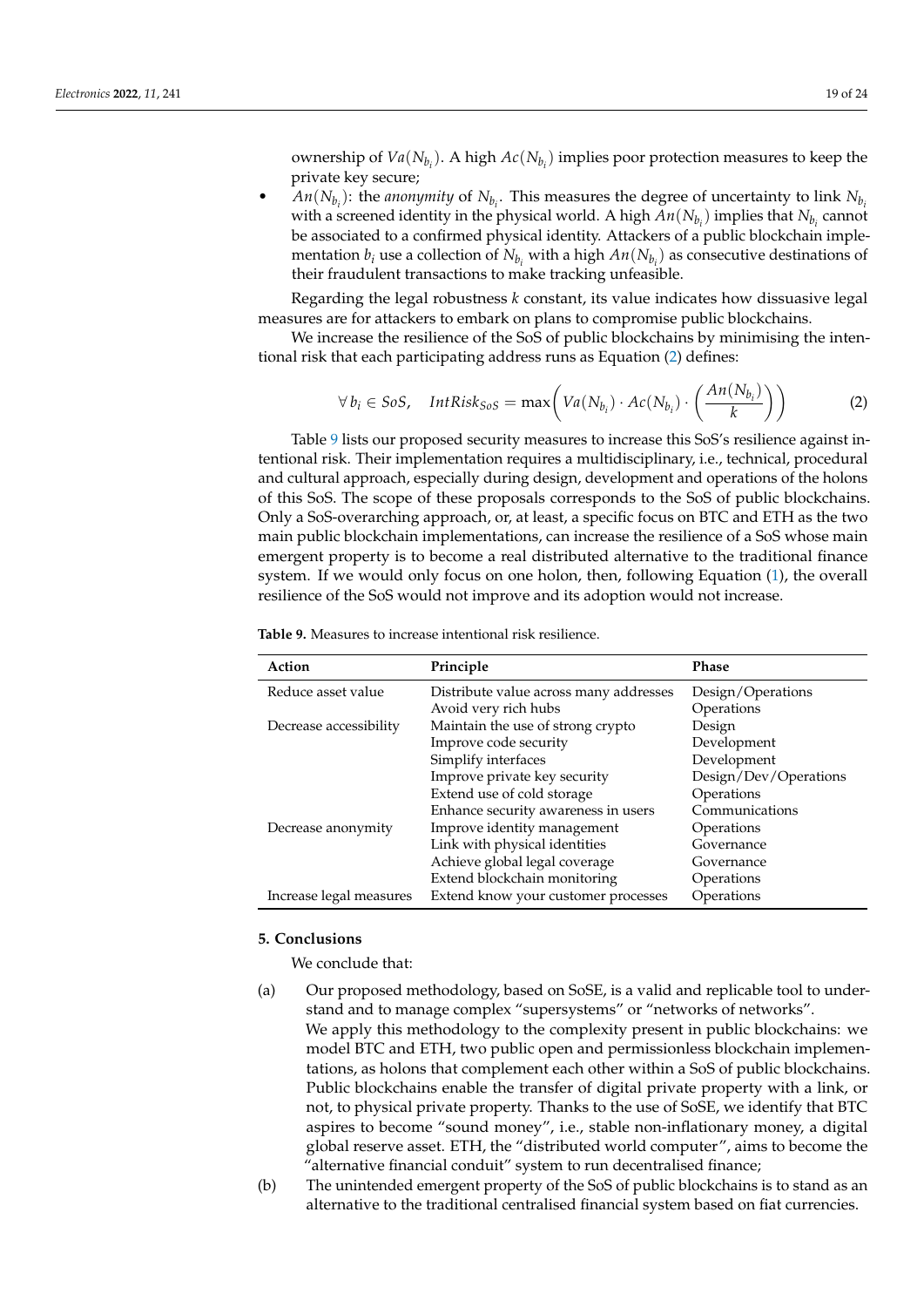ownership of $Va(N_{b_i})$. A high $Ac(N_{b_i})$ implies poor protection measures to keep the private key secure;

- $An(N_{b_i})$: the *anonymity* of $N_{b_i}$. This measures the degree of uncertainty to link $N_{b_i}$ with a screened identity in the physical world. A high $An(N_{b_i})$ implies that $N_{b_i}$ cannot be associated to a confirmed physical identity. Attackers of a public blockchain implementation $b_i$ use a collection of $N_{b_i}$ with a high $An(N_{b_i})$ as consecutive destinations of their fraudulent transactions to make tracking unfeasible.

Regarding the legal robustness $k$ constant, its value indicates how dissuasive legal measures are for attackers to embark on plans to compromise public blockchains.

We increase the resilience of the SoS of public blockchains by minimising the intentional risk that each participating address runs as Equation (2) defines:

$$\forall\, b_i \in SoS, \quad IntRisk_{SoS} = \max\left( Va(N_{b_i}) \cdot Ac(N_{b_i}) \cdot \left( \frac{An(N_{b_i})}{k} \right) \right) \tag{2}$$

Table 9 lists our proposed security measures to increase this SoS's resilience against intentional risk. Their implementation requires a multidisciplinary, i.e., technical, procedural and cultural approach, especially during design, development and operations of the holons of this SoS. The scope of these proposals corresponds to the SoS of public blockchains. Only a SoS-overarching approach, or, at least, a specific focus on BTC and ETH as the two main public blockchain implementations, can increase the resilience of a SoS whose main emergent property is to become a real distributed alternative to the traditional finance system. If we would only focus on one holon, then, following Equation (1), the overall resilience of the SoS would not improve and its adoption would not increase.

**Table 9.** Measures to increase intentional risk resilience.

| Action | Principle | Phase |
|---|---|---|
| Reduce asset value | Distribute value across many addresses | Design/Operations |
| | Avoid very rich hubs | Operations |
| Decrease accessibility | Maintain the use of strong crypto | Design |
| | Improve code security | Development |
| | Simplify interfaces | Development |
| | Improve private key security | Design/Dev/Operations |
| | Extend use of cold storage | Operations |
| | Enhance security awareness in users | Communications |
| Decrease anonymity | Improve identity management | Operations |
| | Link with physical identities | Governance |
| | Achieve global legal coverage | Governance |
| | Extend blockchain monitoring | Operations |
| Increase legal measures | Extend know your customer processes | Operations |

## 5. Conclusions

We conclude that:

(a) Our proposed methodology, based on SoSE, is a valid and replicable tool to understand and to manage complex "supersystems" or "networks of networks". We apply this methodology to the complexity present in public blockchains: we model BTC and ETH, two public open and permissionless blockchain implementations, as holons that complement each other within a SoS of public blockchains. Public blockchains enable the transfer of digital private property with a link, or not, to physical private property. Thanks to the use of SoSE, we identify that BTC aspires to become "sound money", i.e., stable non-inflationary money, a digital global reserve asset. ETH, the "distributed world computer", aims to become the "alternative financial conduit" system to run decentralised finance;

(b) The unintended emergent property of the SoS of public blockchains is to stand as an alternative to the traditional centralised financial system based on fiat currencies.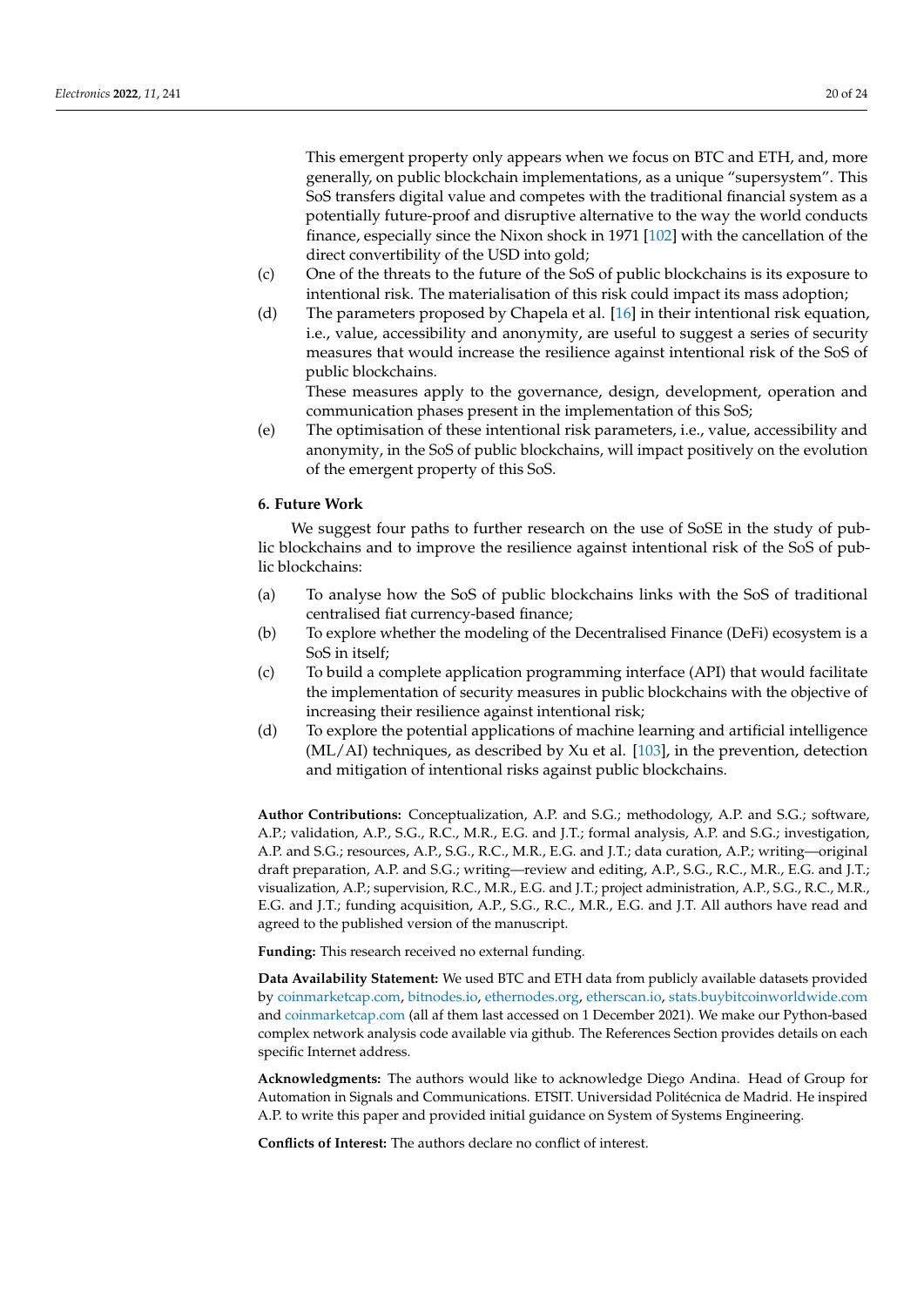This emergent property only appears when we focus on BTC and ETH, and, more generally, on public blockchain implementations, as a unique "supersystem". This SoS transfers digital value and competes with the traditional financial system as a potentially future-proof and disruptive alternative to the way the world conducts finance, especially since the Nixon shock in 1971 [102] with the cancellation of the direct convertibility of the USD into gold;

(c) One of the threats to the future of the SoS of public blockchains is its exposure to intentional risk. The materialisation of this risk could impact its mass adoption;

(d) The parameters proposed by Chapela et al. [16] in their intentional risk equation, i.e., value, accessibility and anonymity, are useful to suggest a series of security measures that would increase the resilience against intentional risk of the SoS of public blockchains.

These measures apply to the governance, design, development, operation and communication phases present in the implementation of this SoS;

(e) The optimisation of these intentional risk parameters, i.e., value, accessibility and anonymity, in the SoS of public blockchains, will impact positively on the evolution of the emergent property of this SoS.

## 6. Future Work

We suggest four paths to further research on the use of SoSE in the study of public blockchains and to improve the resilience against intentional risk of the SoS of public blockchains:

(a) To analyse how the SoS of public blockchains links with the SoS of traditional centralised fiat currency-based finance;

(b) To explore whether the modeling of the Decentralised Finance (DeFi) ecosystem is a SoS in itself;

(c) To build a complete application programming interface (API) that would facilitate the implementation of security measures in public blockchains with the objective of increasing their resilience against intentional risk;

(d) To explore the potential applications of machine learning and artificial intelligence (ML/AI) techniques, as described by Xu et al. [103], in the prevention, detection and mitigation of intentional risks against public blockchains.

**Author Contributions:** Conceptualization, A.P. and S.G.; methodology, A.P. and S.G.; software, A.P.; validation, A.P., S.G., R.C., M.R., E.G. and J.T.; formal analysis, A.P. and S.G.; investigation, A.P. and S.G.; resources, A.P., S.G., R.C., M.R., E.G. and J.T.; data curation, A.P.; writing—original draft preparation, A.P. and S.G.; writing—review and editing, A.P., S.G., R.C., M.R., E.G. and J.T.; visualization, A.P.; supervision, R.C., M.R., E.G. and J.T.; project administration, A.P., S.G., R.C., M.R., E.G. and J.T.; funding acquisition, A.P., S.G., R.C., M.R., E.G. and J.T. All authors have read and agreed to the published version of the manuscript.

**Funding:** This research received no external funding.

**Data Availability Statement:** We used BTC and ETH data from publicly available datasets provided by coinmarketcap.com, bitnodes.io, ethernodes.org, etherscan.io, stats.buybitcoinworldwide.com and coinmarketcap.com (all af them last accessed on 1 December 2021). We make our Python-based complex network analysis code available via github. The References Section provides details on each specific Internet address.

**Acknowledgments:** The authors would like to acknowledge Diego Andina. Head of Group for Automation in Signals and Communications. ETSIT. Universidad Politécnica de Madrid. He inspired A.P. to write this paper and provided initial guidance on System of Systems Engineering.

**Conflicts of Interest:** The authors declare no conflict of interest.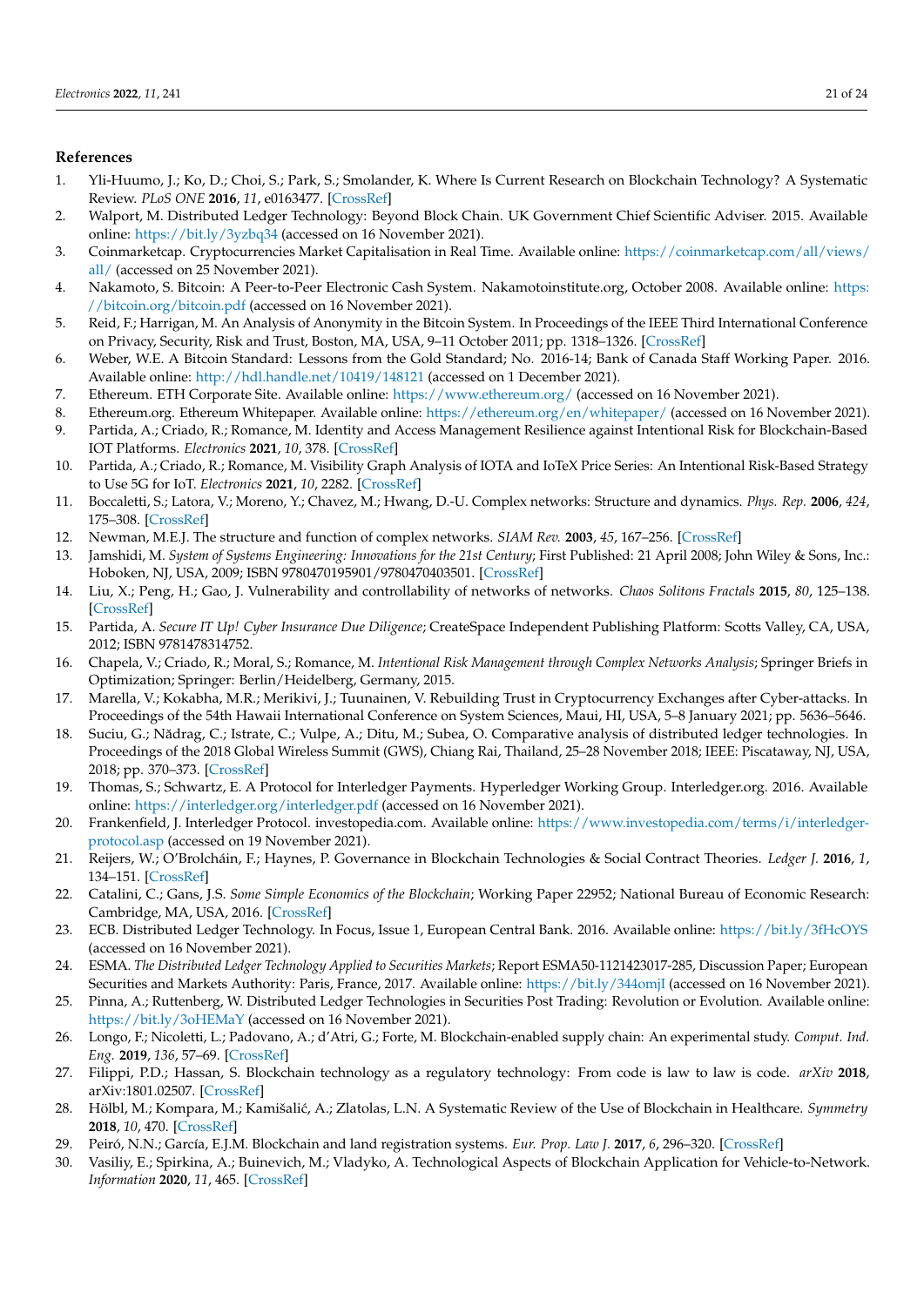## References

1. Yli-Huumo, J.; Ko, D.; Choi, S.; Park, S.; Smolander, K. Where Is Current Research on Blockchain Technology? A Systematic Review. *PLoS ONE* **2016**, *11*, e0163477. [CrossRef]
2. Walport, M. Distributed Ledger Technology: Beyond Block Chain. UK Government Chief Scientific Adviser. 2015. Available online: https://bit.ly/3yzbq34 (accessed on 16 November 2021).
3. Coinmarketcap. Cryptocurrencies Market Capitalisation in Real Time. Available online: https://coinmarketcap.com/all/views/all/ (accessed on 25 November 2021).
4. Nakamoto, S. Bitcoin: A Peer-to-Peer Electronic Cash System. Nakamotoinstitute.org, October 2008. Available online: https://bitcoin.org/bitcoin.pdf (accessed on 16 November 2021).
5. Reid, F.; Harrigan, M. An Analysis of Anonymity in the Bitcoin System. In Proceedings of the IEEE Third International Conference on Privacy, Security, Risk and Trust, Boston, MA, USA, 9–11 October 2011; pp. 1318–1326. [CrossRef]
6. Weber, W.E. A Bitcoin Standard: Lessons from the Gold Standard; No. 2016-14; Bank of Canada Staff Working Paper. 2016. Available online: http://hdl.handle.net/10419/148121 (accessed on 1 December 2021).
7. Ethereum. ETH Corporate Site. Available online: https://www.ethereum.org/ (accessed on 16 November 2021).
8. Ethereum.org. Ethereum Whitepaper. Available online: https://ethereum.org/en/whitepaper/ (accessed on 16 November 2021).
9. Partida, A.; Criado, R.; Romance, M. Identity and Access Management Resilience against Intentional Risk for Blockchain-Based IOT Platforms. *Electronics* **2021**, *10*, 378. [CrossRef]
10. Partida, A.; Criado, R.; Romance, M. Visibility Graph Analysis of IOTA and IoTeX Price Series: An Intentional Risk-Based Strategy to Use 5G for IoT. *Electronics* **2021**, *10*, 2282. [CrossRef]
11. Boccaletti, S.; Latora, V.; Moreno, Y.; Chavez, M.; Hwang, D.-U. Complex networks: Structure and dynamics. *Phys. Rep.* **2006**, *424*, 175–308. [CrossRef]
12. Newman, M.E.J. The structure and function of complex networks. *SIAM Rev.* **2003**, *45*, 167–256. [CrossRef]
13. Jamshidi, M. *System of Systems Engineering: Innovations for the 21st Century*; First Published: 21 April 2008; John Wiley & Sons, Inc.: Hoboken, NJ, USA, 2009; ISBN 9780470195901/9780470403501. [CrossRef]
14. Liu, X.; Peng, H.; Gao, J. Vulnerability and controllability of networks of networks. *Chaos Solitons Fractals* **2015**, *80*, 125–138. [CrossRef]
15. Partida, A. *Secure IT Up! Cyber Insurance Due Diligence*; CreateSpace Independent Publishing Platform: Scotts Valley, CA, USA, 2012; ISBN 9781478314752.
16. Chapela, V.; Criado, R.; Moral, S.; Romance, M. *Intentional Risk Management through Complex Networks Analysis*; Springer Briefs in Optimization; Springer: Berlin/Heidelberg, Germany, 2015.
17. Marella, V.; Kokabha, M.R.; Merikivi, J.; Tuunainen, V. Rebuilding Trust in Cryptocurrency Exchanges after Cyber-attacks. In Proceedings of the 54th Hawaii International Conference on System Sciences, Maui, HI, USA, 5–8 January 2021; pp. 5636–5646.
18. Suciu, G.; Nădrag, C.; Istrate, C.; Vulpe, A.; Ditu, M.; Subea, O. Comparative analysis of distributed ledger technologies. In Proceedings of the 2018 Global Wireless Summit (GWS), Chiang Rai, Thailand, 25–28 November 2018; IEEE: Piscataway, NJ, USA, 2018; pp. 370–373. [CrossRef]
19. Thomas, S.; Schwartz, E. A Protocol for Interledger Payments. Hyperledger Working Group. Interledger.org. 2016. Available online: https://interledger.org/interledger.pdf (accessed on 16 November 2021).
20. Frankenfield, J. Interledger Protocol. investopedia.com. Available online: https://www.investopedia.com/terms/i/interledger-protocol.asp (accessed on 19 November 2021).
21. Reijers, W.; O'Brolcháin, F.; Haynes, P. Governance in Blockchain Technologies & Social Contract Theories. *Ledger J.* **2016**, *1*, 134–151. [CrossRef]
22. Catalini, C.; Gans, J.S. *Some Simple Economics of the Blockchain*; Working Paper 22952; National Bureau of Economic Research: Cambridge, MA, USA, 2016. [CrossRef]
23. ECB. Distributed Ledger Technology. In Focus, Issue 1, European Central Bank. 2016. Available online: https://bit.ly/3fHcOYS (accessed on 16 November 2021).
24. ESMA. *The Distributed Ledger Technology Applied to Securities Markets*; Report ESMA50-1121423017-285, Discussion Paper; European Securities and Markets Authority: Paris, France, 2017. Available online: https://bit.ly/344omjI (accessed on 16 November 2021).
25. Pinna, A.; Ruttenberg, W. Distributed Ledger Technologies in Securities Post Trading: Revolution or Evolution. Available online: https://bit.ly/3oHEMaY (accessed on 16 November 2021).
26. Longo, F.; Nicoletti, L.; Padovano, A.; d'Atri, G.; Forte, M. Blockchain-enabled supply chain: An experimental study. *Comput. Ind. Eng.* **2019**, *136*, 57–69. [CrossRef]
27. Filippi, P.D.; Hassan, S. Blockchain technology as a regulatory technology: From code is law to law is code. *arXiv* **2018**, arXiv:1801.02507. [CrossRef]
28. Hölbl, M.; Kompara, M.; Kamišalić, A.; Zlatolas, L.N. A Systematic Review of the Use of Blockchain in Healthcare. *Symmetry* **2018**, *10*, 470. [CrossRef]
29. Peiró, N.N.; García, E.J.M. Blockchain and land registration systems. *Eur. Prop. Law J.* **2017**, *6*, 296–320. [CrossRef]
30. Vasiliy, E.; Spirkina, A.; Buinevich, M.; Vladyko, A. Technological Aspects of Blockchain Application for Vehicle-to-Network. *Information* **2020**, *11*, 465. [CrossRef]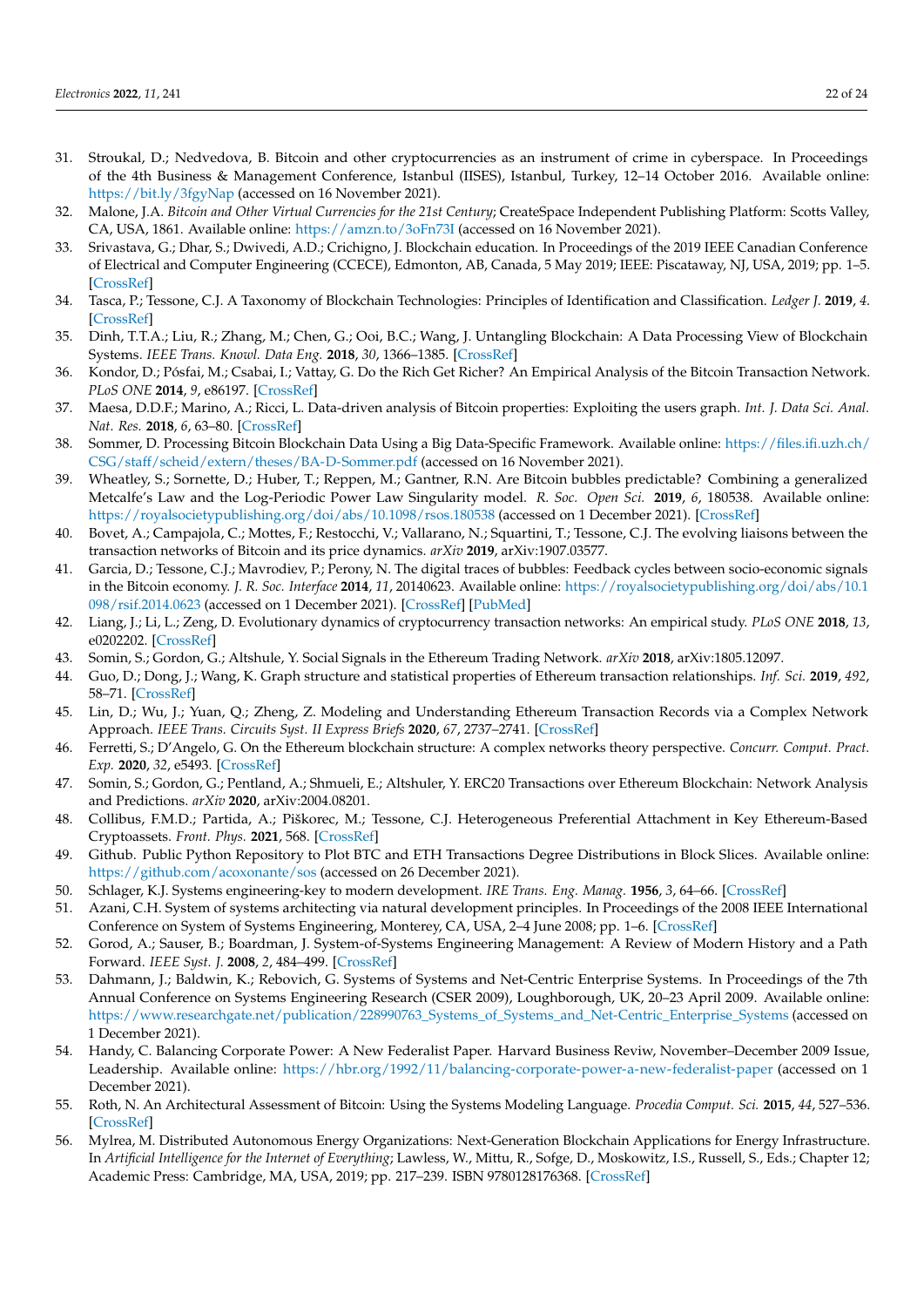31. Stroukal, D.; Nedvedova, B. Bitcoin and other cryptocurrencies as an instrument of crime in cyberspace. In Proceedings of the 4th Business & Management Conference, Istanbul (IISES), Istanbul, Turkey, 12–14 October 2016. Available online: https://bit.ly/3fgyNap (accessed on 16 November 2021).
32. Malone, J.A. *Bitcoin and Other Virtual Currencies for the 21st Century*; CreateSpace Independent Publishing Platform: Scotts Valley, CA, USA, 1861. Available online: https://amzn.to/3oFn73I (accessed on 16 November 2021).
33. Srivastava, G.; Dhar, S.; Dwivedi, A.D.; Crichigno, J. Blockchain education. In Proceedings of the 2019 IEEE Canadian Conference of Electrical and Computer Engineering (CCECE), Edmonton, AB, Canada, 5 May 2019; IEEE: Piscataway, NJ, USA, 2019; pp. 1–5. [CrossRef]
34. Tasca, P.; Tessone, C.J. A Taxonomy of Blockchain Technologies: Principles of Identification and Classification. *Ledger J.* **2019**, *4*. [CrossRef]
35. Dinh, T.T.A.; Liu, R.; Zhang, M.; Chen, G.; Ooi, B.C.; Wang, J. Untangling Blockchain: A Data Processing View of Blockchain Systems. *IEEE Trans. Knowl. Data Eng.* **2018**, *30*, 1366–1385. [CrossRef]
36. Kondor, D.; Pósfai, M.; Csabai, I.; Vattay, G. Do the Rich Get Richer? An Empirical Analysis of the Bitcoin Transaction Network. *PLoS ONE* **2014**, *9*, e86197. [CrossRef]
37. Maesa, D.D.F.; Marino, A.; Ricci, L. Data-driven analysis of Bitcoin properties: Exploiting the users graph. *Int. J. Data Sci. Anal. Nat. Res.* **2018**, *6*, 63–80. [CrossRef]
38. Sommer, D. Processing Bitcoin Blockchain Data Using a Big Data-Specific Framework. Available online: https://files.ifi.uzh.ch/CSG/staff/scheid/extern/theses/BA-D-Sommer.pdf (accessed on 16 November 2021).
39. Wheatley, S.; Sornette, D.; Huber, T.; Reppen, M.; Gantner, R.N. Are Bitcoin bubbles predictable? Combining a generalized Metcalfe's Law and the Log-Periodic Power Law Singularity model. *R. Soc. Open Sci.* **2019**, *6*, 180538. Available online: https://royalsocietypublishing.org/doi/abs/10.1098/rsos.180538 (accessed on 1 December 2021). [CrossRef]
40. Bovet, A.; Campajola, C.; Mottes, F.; Restocchi, V.; Vallarano, N.; Squartini, T.; Tessone, C.J. The evolving liaisons between the transaction networks of Bitcoin and its price dynamics. *arXiv* **2019**, arXiv:1907.03577.
41. Garcia, D.; Tessone, C.J.; Mavrodiev, P.; Perony, N. The digital traces of bubbles: Feedback cycles between socio-economic signals in the Bitcoin economy. *J. R. Soc. Interface* **2014**, *11*, 20140623. Available online: https://royalsocietypublishing.org/doi/abs/10.1098/rsif.2014.0623 (accessed on 1 December 2021). [CrossRef] [PubMed]
42. Liang, J.; Li, L.; Zeng, D. Evolutionary dynamics of cryptocurrency transaction networks: An empirical study. *PLoS ONE* **2018**, *13*, e0202202. [CrossRef]
43. Somin, S.; Gordon, G.; Altshule, Y. Social Signals in the Ethereum Trading Network. *arXiv* **2018**, arXiv:1805.12097.
44. Guo, D.; Dong, J.; Wang, K. Graph structure and statistical properties of Ethereum transaction relationships. *Inf. Sci.* **2019**, *492*, 58–71. [CrossRef]
45. Lin, D.; Wu, J.; Yuan, Q.; Zheng, Z. Modeling and Understanding Ethereum Transaction Records via a Complex Network Approach. *IEEE Trans. Circuits Syst. II Express Briefs* **2020**, *67*, 2737–2741. [CrossRef]
46. Ferretti, S.; D'Angelo, G. On the Ethereum blockchain structure: A complex networks theory perspective. *Concurr. Comput. Pract. Exp.* **2020**, *32*, e5493. [CrossRef]
47. Somin, S.; Gordon, G.; Pentland, A.; Shmueli, E.; Altshuler, Y. ERC20 Transactions over Ethereum Blockchain: Network Analysis and Predictions. *arXiv* **2020**, arXiv:2004.08201.
48. Collibus, F.M.D.; Partida, A.; Piškorec, M.; Tessone, C.J. Heterogeneous Preferential Attachment in Key Ethereum-Based Cryptoassets. *Front. Phys.* **2021**, 568. [CrossRef]
49. Github. Public Python Repository to Plot BTC and ETH Transactions Degree Distributions in Block Slices. Available online: https://github.com/acoxonante/sos (accessed on 26 December 2021).
50. Schlager, K.J. Systems engineering-key to modern development. *IRE Trans. Eng. Manag.* **1956**, *3*, 64–66. [CrossRef]
51. Azani, C.H. System of systems architecting via natural development principles. In Proceedings of the 2008 IEEE International Conference on System of Systems Engineering, Monterey, CA, USA, 2–4 June 2008; pp. 1–6. [CrossRef]
52. Gorod, A.; Sauser, B.; Boardman, J. System-of-Systems Engineering Management: A Review of Modern History and a Path Forward. *IEEE Syst. J.* **2008**, *2*, 484–499. [CrossRef]
53. Dahmann, J.; Baldwin, K.; Rebovich, G. Systems of Systems and Net-Centric Enterprise Systems. In Proceedings of the 7th Annual Conference on Systems Engineering Research (CSER 2009), Loughborough, UK, 20–23 April 2009. Available online: https://www.researchgate.net/publication/228990763_Systems_of_Systems_and_Net-Centric_Enterprise_Systems (accessed on 1 December 2021).
54. Handy, C. Balancing Corporate Power: A New Federalist Paper. Harvard Business Reviw, November–December 2009 Issue, Leadership. Available online: https://hbr.org/1992/11/balancing-corporate-power-a-new-federalist-paper (accessed on 1 December 2021).
55. Roth, N. An Architectural Assessment of Bitcoin: Using the Systems Modeling Language. *Procedia Comput. Sci.* **2015**, *44*, 527–536. [CrossRef]
56. Mylrea, M. Distributed Autonomous Energy Organizations: Next-Generation Blockchain Applications for Energy Infrastructure. In *Artificial Intelligence for the Internet of Everything*; Lawless, W., Mittu, R., Sofge, D., Moskowitz, I.S., Russell, S., Eds.; Chapter 12; Academic Press: Cambridge, MA, USA, 2019; pp. 217–239. ISBN 9780128176368. [CrossRef]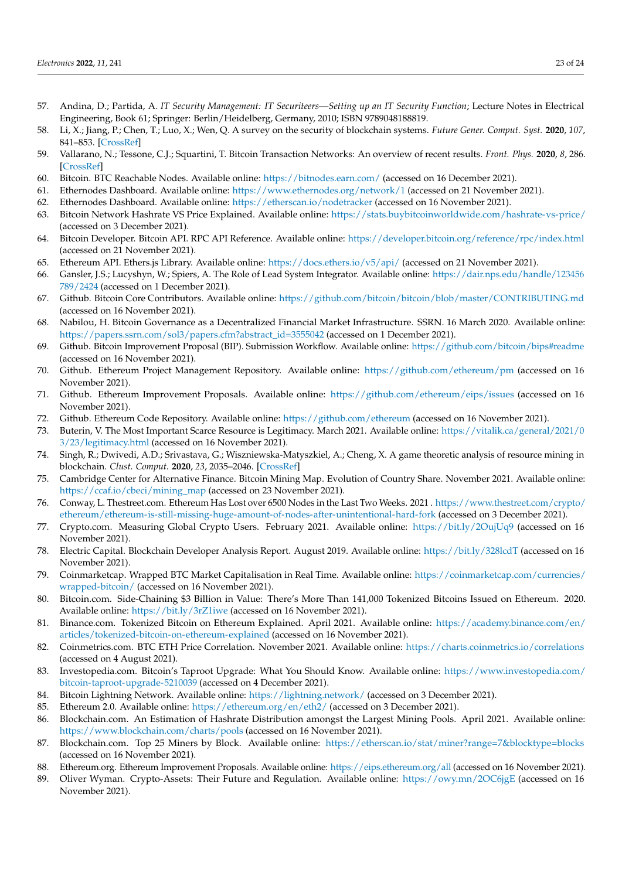57. Andina, D.; Partida, A. *IT Security Management: IT Securiteers—Setting up an IT Security Function*; Lecture Notes in Electrical Engineering, Book 61; Springer: Berlin/Heidelberg, Germany, 2010; ISBN 9789048188819.
58. Li, X.; Jiang, P.; Chen, T.; Luo, X.; Wen, Q. A survey on the security of blockchain systems. *Future Gener. Comput. Syst.* **2020**, *107*, 841–853. [CrossRef]
59. Vallarano, N.; Tessone, C.J.; Squartini, T. Bitcoin Transaction Networks: An overview of recent results. *Front. Phys.* **2020**, *8*, 286. [CrossRef]
60. Bitcoin. BTC Reachable Nodes. Available online: https://bitnodes.earn.com/ (accessed on 16 December 2021).
61. Ethernodes Dashboard. Available online: https://www.ethernodes.org/network/1 (accessed on 21 November 2021).
62. Ethernodes Dashboard. Available online: https://etherscan.io/nodetracker (accessed on 16 November 2021).
63. Bitcoin Network Hashrate VS Price Explained. Available online: https://stats.buybitcoinworldwide.com/hashrate-vs-price/ (accessed on 3 December 2021).
64. Bitcoin Developer. Bitcoin API. RPC API Reference. Available online: https://developer.bitcoin.org/reference/rpc/index.html (accessed on 21 November 2021).
65. Ethereum API. Ethers.js Library. Available online: https://docs.ethers.io/v5/api/ (accessed on 21 November 2021).
66. Gansler, J.S.; Lucyshyn, W.; Spiers, A. The Role of Lead System Integrator. Available online: https://dair.nps.edu/handle/123456789/2424 (accessed on 1 December 2021).
67. Github. Bitcoin Core Contributors. Available online: https://github.com/bitcoin/bitcoin/blob/master/CONTRIBUTING.md (accessed on 16 November 2021).
68. Nabilou, H. Bitcoin Governance as a Decentralized Financial Market Infrastructure. SSRN. 16 March 2020. Available online: https://papers.ssrn.com/sol3/papers.cfm?abstract_id=3555042 (accessed on 1 December 2021).
69. Github. Bitcoin Improvement Proposal (BIP). Submission Workflow. Available online: https://github.com/bitcoin/bips#readme (accessed on 16 November 2021).
70. Github. Ethereum Project Management Repository. Available online: https://github.com/ethereum/pm (accessed on 16 November 2021).
71. Github. Ethereum Improvement Proposals. Available online: https://github.com/ethereum/eips/issues (accessed on 16 November 2021).
72. Github. Ethereum Code Repository. Available online: https://github.com/ethereum (accessed on 16 November 2021).
73. Buterin, V. The Most Important Scarce Resource is Legitimacy. March 2021. Available online: https://vitalik.ca/general/2021/03/23/legitimacy.html (accessed on 16 November 2021).
74. Singh, R.; Dwivedi, A.D.; Srivastava, G.; Wiszniewska-Matyszkiel, A.; Cheng, X. A game theoretic analysis of resource mining in blockchain. *Clust. Comput.* **2020**, *23*, 2035–2046. [CrossRef]
75. Cambridge Center for Alternative Finance. Bitcoin Mining Map. Evolution of Country Share. November 2021. Available online: https://ccaf.io/cbeci/mining_map (accessed on 23 November 2021).
76. Conway, L. Thestreet.com. Ethereum Has Lost over 6500 Nodes in the Last Two Weeks. 2021 . https://www.thestreet.com/crypto/ethereum/ethereum-is-still-missing-huge-amount-of-nodes-after-unintentional-hard-fork (accessed on 3 December 2021).
77. Crypto.com. Measuring Global Crypto Users. February 2021. Available online: https://bit.ly/2OujUq9 (accessed on 16 November 2021).
78. Electric Capital. Blockchain Developer Analysis Report. August 2019. Available online: https://bit.ly/328lcdT (accessed on 16 November 2021).
79. Coinmarketcap. Wrapped BTC Market Capitalisation in Real Time. Available online: https://coinmarketcap.com/currencies/wrapped-bitcoin/ (accessed on 16 November 2021).
80. Bitcoin.com. Side-Chaining $3 Billion in Value: There's More Than 141,000 Tokenized Bitcoins Issued on Ethereum. 2020. Available online: https://bit.ly/3rZ1iwe (accessed on 16 November 2021).
81. Binance.com. Tokenized Bitcoin on Ethereum Explained. April 2021. Available online: https://academy.binance.com/en/articles/tokenized-bitcoin-on-ethereum-explained (accessed on 16 November 2021).
82. Coinmetrics.com. BTC ETH Price Correlation. November 2021. Available online: https://charts.coinmetrics.io/correlations (accessed on 4 August 2021).
83. Investopedia.com. Bitcoin's Taproot Upgrade: What You Should Know. Available online: https://www.investopedia.com/bitcoin-taproot-upgrade-5210039 (accessed on 4 December 2021).
84. Bitcoin Lightning Network. Available online: https://lightning.network/ (accessed on 3 December 2021).
85. Ethereum 2.0. Available online: https://ethereum.org/en/eth2/ (accessed on 3 December 2021).
86. Blockchain.com. An Estimation of Hashrate Distribution amongst the Largest Mining Pools. April 2021. Available online: https://www.blockchain.com/charts/pools (accessed on 16 November 2021).
87. Blockchain.com. Top 25 Miners by Block. Available online: https://etherscan.io/stat/miner?range=7&blocktype=blocks (accessed on 16 November 2021).
88. Ethereum.org. Ethereum Improvement Proposals. Available online: https://eips.ethereum.org/all (accessed on 16 November 2021).
89. Oliver Wyman. Crypto-Assets: Their Future and Regulation. Available online: https://owy.mn/2OC6jgE (accessed on 16 November 2021).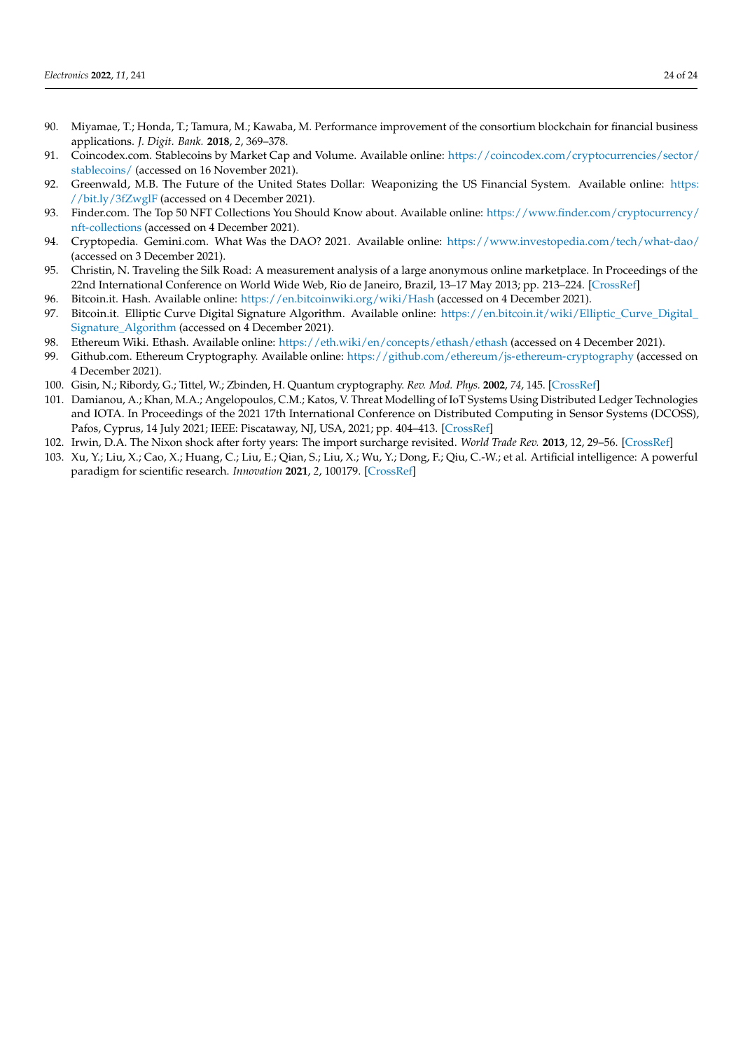90. Miyamae, T.; Honda, T.; Tamura, M.; Kawaba, M. Performance improvement of the consortium blockchain for financial business applications. *J. Digit. Bank.* **2018**, *2*, 369–378.
91. Coincodex.com. Stablecoins by Market Cap and Volume. Available online: https://coincodex.com/cryptocurrencies/sector/stablecoins/ (accessed on 16 November 2021).
92. Greenwald, M.B. The Future of the United States Dollar: Weaponizing the US Financial System. Available online: https://bit.ly/3fZwglF (accessed on 4 December 2021).
93. Finder.com. The Top 50 NFT Collections You Should Know about. Available online: https://www.finder.com/cryptocurrency/nft-collections (accessed on 4 December 2021).
94. Cryptopedia. Gemini.com. What Was the DAO? 2021. Available online: https://www.investopedia.com/tech/what-dao/ (accessed on 3 December 2021).
95. Christin, N. Traveling the Silk Road: A measurement analysis of a large anonymous online marketplace. In Proceedings of the 22nd International Conference on World Wide Web, Rio de Janeiro, Brazil, 13–17 May 2013; pp. 213–224. [CrossRef]
96. Bitcoin.it. Hash. Available online: https://en.bitcoinwiki.org/wiki/Hash (accessed on 4 December 2021).
97. Bitcoin.it. Elliptic Curve Digital Signature Algorithm. Available online: https://en.bitcoin.it/wiki/Elliptic_Curve_Digital_Signature_Algorithm (accessed on 4 December 2021).
98. Ethereum Wiki. Ethash. Available online: https://eth.wiki/en/concepts/ethash/ethash (accessed on 4 December 2021).
99. Github.com. Ethereum Cryptography. Available online: https://github.com/ethereum/js-ethereum-cryptography (accessed on 4 December 2021).
100. Gisin, N.; Ribordy, G.; Tittel, W.; Zbinden, H. Quantum cryptography. *Rev. Mod. Phys.* **2002**, *74*, 145. [CrossRef]
101. Damianou, A.; Khan, M.A.; Angelopoulos, C.M.; Katos, V. Threat Modelling of IoT Systems Using Distributed Ledger Technologies and IOTA. In Proceedings of the 2021 17th International Conference on Distributed Computing in Sensor Systems (DCOSS), Pafos, Cyprus, 14 July 2021; IEEE: Piscataway, NJ, USA, 2021; pp. 404–413. [CrossRef]
102. Irwin, D.A. The Nixon shock after forty years: The import surcharge revisited. *World Trade Rev.* **2013**, 12, 29–56. [CrossRef]
103. Xu, Y.; Liu, X.; Cao, X.; Huang, C.; Liu, E.; Qian, S.; Liu, X.; Wu, Y.; Dong, F.; Qiu, C.-W.; et al. Artificial intelligence: A powerful paradigm for scientific research. *Innovation* **2021**, *2*, 100179. [CrossRef]